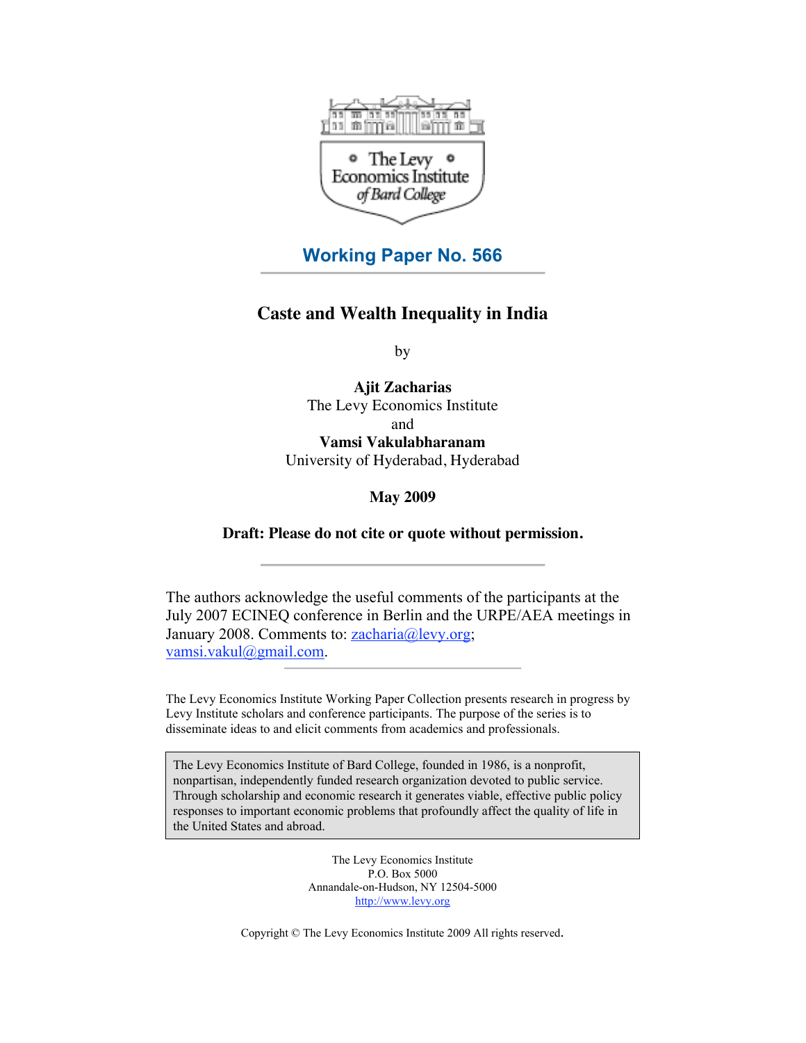The Levy Economics Institute of Bard College

## Working Paper No. 566

# Caste and Wealth Inequality in India

by

**Ajit Zacharias**
The Levy Economics Institute
and
**Vamsi Vakulabharanam**
University of Hyderabad, Hyderabad

**May 2009**

**Draft: Please do not cite or quote without permission.**

---

The authors acknowledge the useful comments of the participants at the July 2007 ECINEQ conference in Berlin and the URPE/AEA meetings in January 2008. Comments to: zacharia@levy.org; vamsi.vakul@gmail.com.

---

The Levy Economics Institute Working Paper Collection presents research in progress by Levy Institute scholars and conference participants. The purpose of the series is to disseminate ideas to and elicit comments from academics and professionals.

> The Levy Economics Institute of Bard College, founded in 1986, is a nonprofit, nonpartisan, independently funded research organization devoted to public service. Through scholarship and economic research it generates viable, effective public policy responses to important economic problems that profoundly affect the quality of life in the United States and abroad.

The Levy Economics Institute
P.O. Box 5000
Annandale-on-Hudson, NY 12504-5000
http://www.levy.org

Copyright © The Levy Economics Institute 2009 All rights reserved.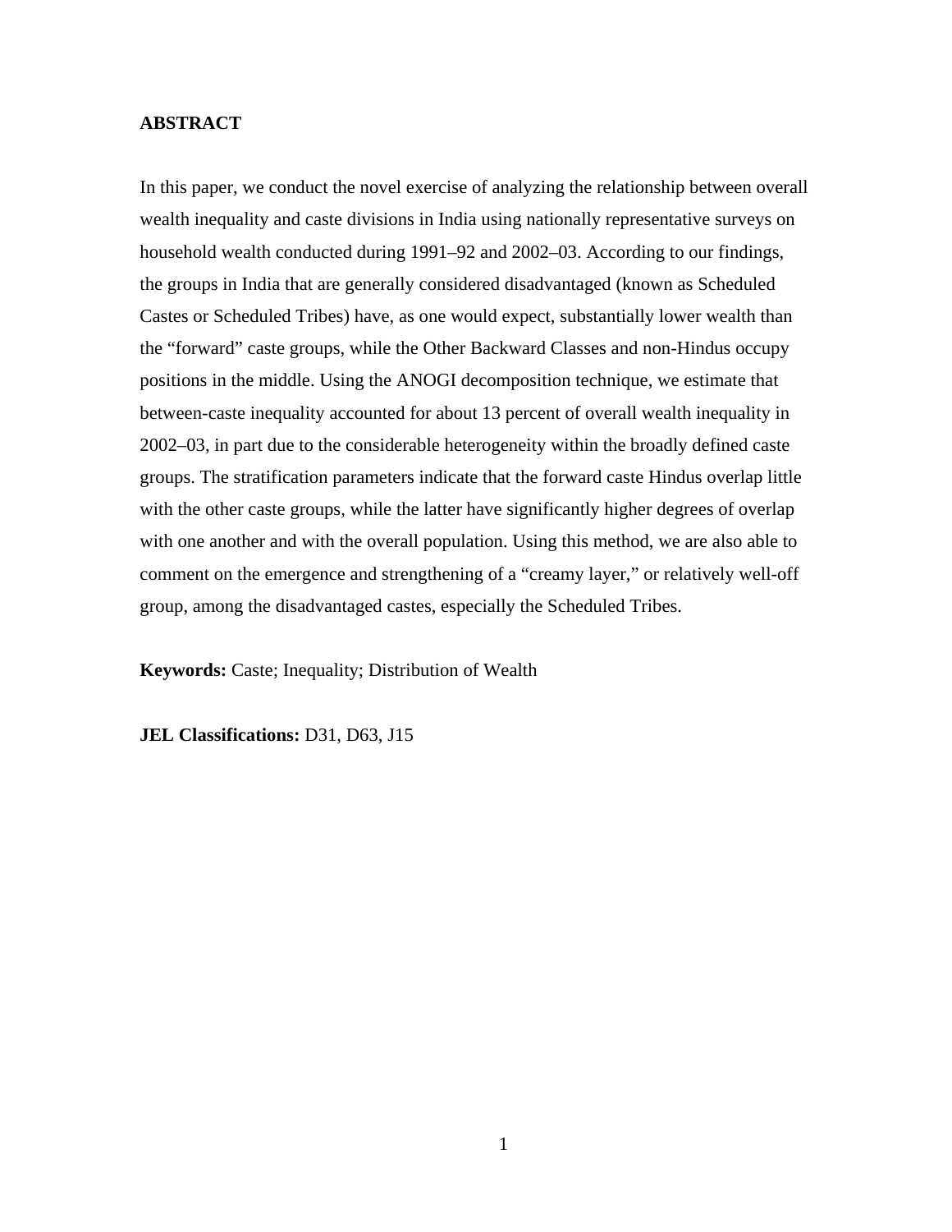**ABSTRACT**

In this paper, we conduct the novel exercise of analyzing the relationship between overall wealth inequality and caste divisions in India using nationally representative surveys on household wealth conducted during 1991–92 and 2002–03. According to our findings, the groups in India that are generally considered disadvantaged (known as Scheduled Castes or Scheduled Tribes) have, as one would expect, substantially lower wealth than the "forward" caste groups, while the Other Backward Classes and non-Hindus occupy positions in the middle. Using the ANOGI decomposition technique, we estimate that between-caste inequality accounted for about 13 percent of overall wealth inequality in 2002–03, in part due to the considerable heterogeneity within the broadly defined caste groups. The stratification parameters indicate that the forward caste Hindus overlap little with the other caste groups, while the latter have significantly higher degrees of overlap with one another and with the overall population. Using this method, we are also able to comment on the emergence and strengthening of a "creamy layer," or relatively well-off group, among the disadvantaged castes, especially the Scheduled Tribes.

**Keywords:** Caste; Inequality; Distribution of Wealth

**JEL Classifications:** D31, D63, J15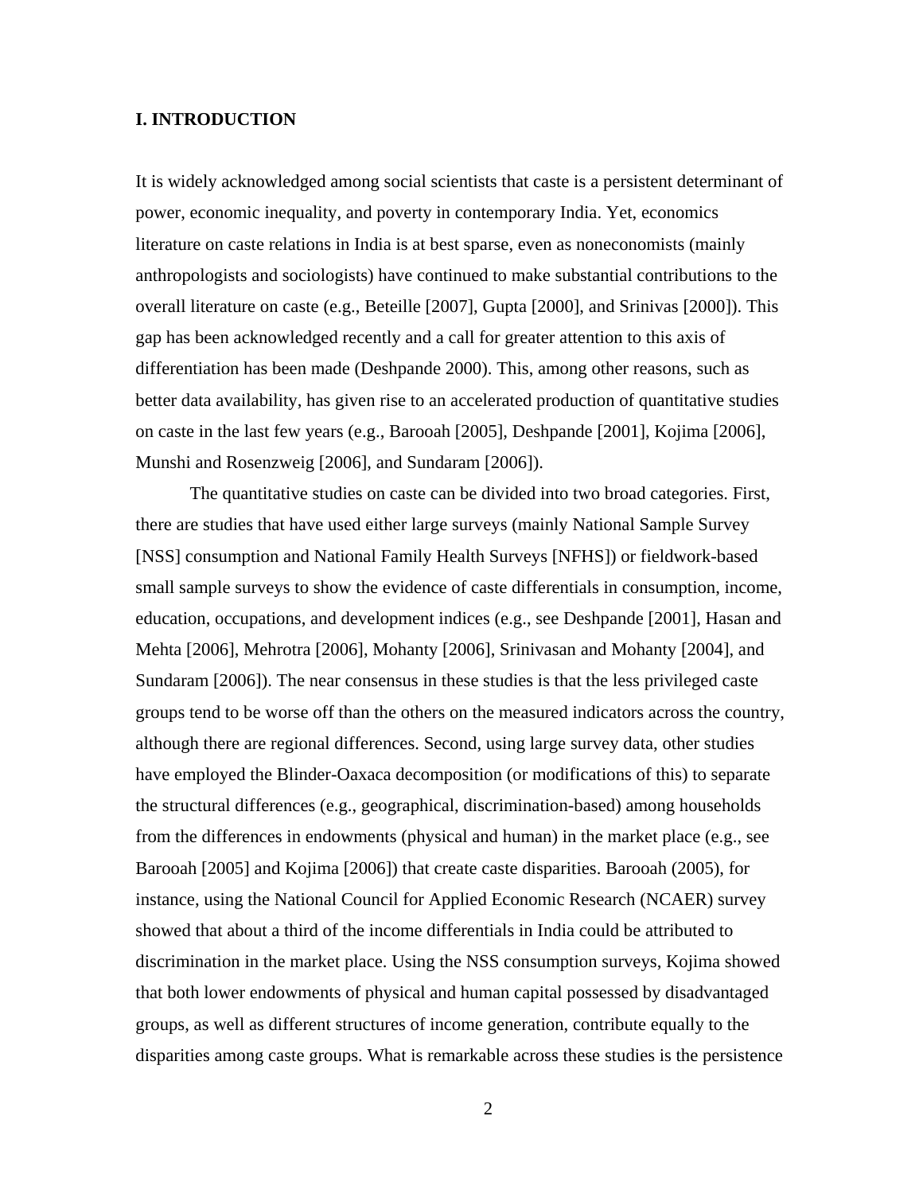## I. INTRODUCTION

It is widely acknowledged among social scientists that caste is a persistent determinant of power, economic inequality, and poverty in contemporary India. Yet, economics literature on caste relations in India is at best sparse, even as noneconomists (mainly anthropologists and sociologists) have continued to make substantial contributions to the overall literature on caste (e.g., Beteille [2007], Gupta [2000], and Srinivas [2000]). This gap has been acknowledged recently and a call for greater attention to this axis of differentiation has been made (Deshpande 2000). This, among other reasons, such as better data availability, has given rise to an accelerated production of quantitative studies on caste in the last few years (e.g., Barooah [2005], Deshpande [2001], Kojima [2006], Munshi and Rosenzweig [2006], and Sundaram [2006]).

The quantitative studies on caste can be divided into two broad categories. First, there are studies that have used either large surveys (mainly National Sample Survey [NSS] consumption and National Family Health Surveys [NFHS]) or fieldwork-based small sample surveys to show the evidence of caste differentials in consumption, income, education, occupations, and development indices (e.g., see Deshpande [2001], Hasan and Mehta [2006], Mehrotra [2006], Mohanty [2006], Srinivasan and Mohanty [2004], and Sundaram [2006]). The near consensus in these studies is that the less privileged caste groups tend to be worse off than the others on the measured indicators across the country, although there are regional differences. Second, using large survey data, other studies have employed the Blinder-Oaxaca decomposition (or modifications of this) to separate the structural differences (e.g., geographical, discrimination-based) among households from the differences in endowments (physical and human) in the market place (e.g., see Barooah [2005] and Kojima [2006]) that create caste disparities. Barooah (2005), for instance, using the National Council for Applied Economic Research (NCAER) survey showed that about a third of the income differentials in India could be attributed to discrimination in the market place. Using the NSS consumption surveys, Kojima showed that both lower endowments of physical and human capital possessed by disadvantaged groups, as well as different structures of income generation, contribute equally to the disparities among caste groups. What is remarkable across these studies is the persistence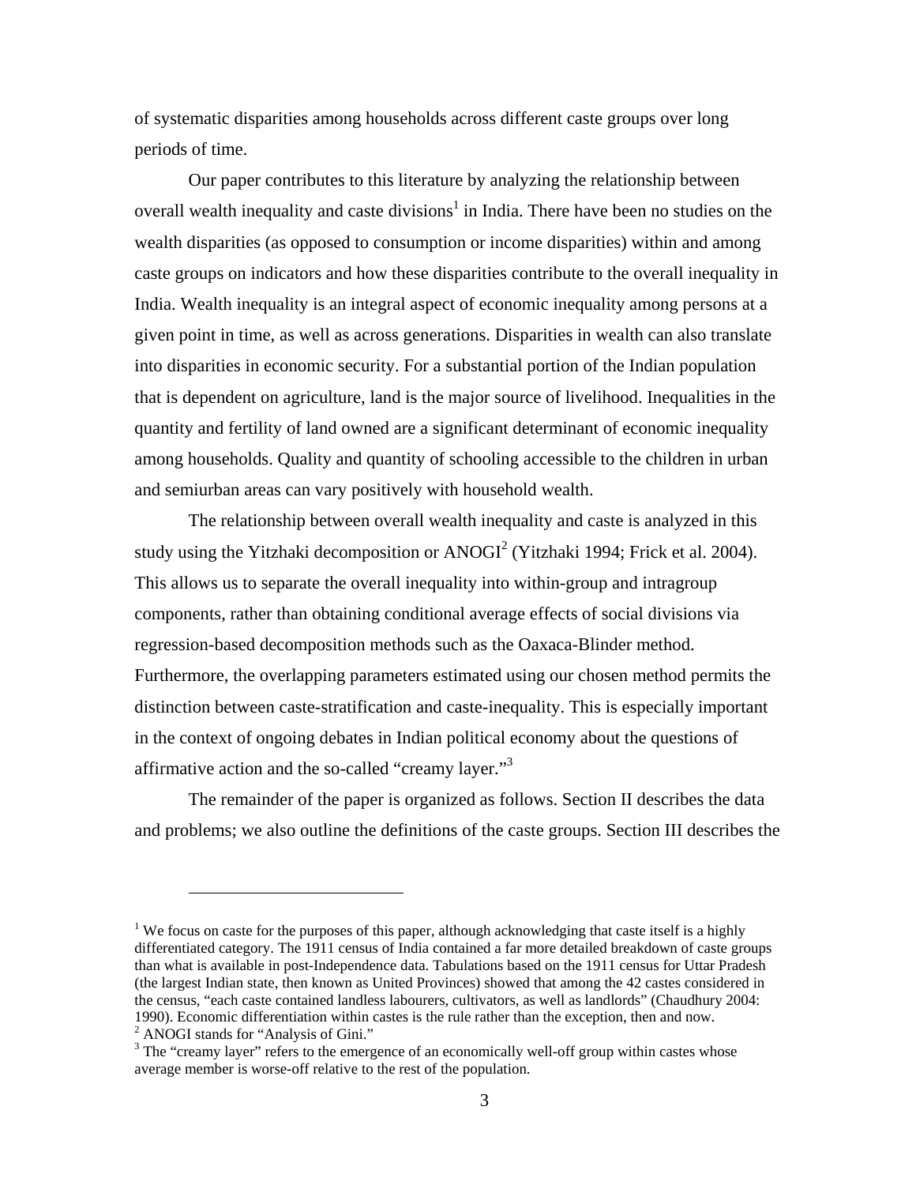of systematic disparities among households across different caste groups over long periods of time.

Our paper contributes to this literature by analyzing the relationship between overall wealth inequality and caste divisions[1] in India. There have been no studies on the wealth disparities (as opposed to consumption or income disparities) within and among caste groups on indicators and how these disparities contribute to the overall inequality in India. Wealth inequality is an integral aspect of economic inequality among persons at a given point in time, as well as across generations. Disparities in wealth can also translate into disparities in economic security. For a substantial portion of the Indian population that is dependent on agriculture, land is the major source of livelihood. Inequalities in the quantity and fertility of land owned are a significant determinant of economic inequality among households. Quality and quantity of schooling accessible to the children in urban and semiurban areas can vary positively with household wealth.

The relationship between overall wealth inequality and caste is analyzed in this study using the Yitzhaki decomposition or ANOGI[2] (Yitzhaki 1994; Frick et al. 2004). This allows us to separate the overall inequality into within-group and intragroup components, rather than obtaining conditional average effects of social divisions via regression-based decomposition methods such as the Oaxaca-Blinder method. Furthermore, the overlapping parameters estimated using our chosen method permits the distinction between caste-stratification and caste-inequality. This is especially important in the context of ongoing debates in Indian political economy about the questions of affirmative action and the so-called "creamy layer."[3]

The remainder of the paper is organized as follows. Section II describes the data and problems; we also outline the definitions of the caste groups. Section III describes the

---

[1] We focus on caste for the purposes of this paper, although acknowledging that caste itself is a highly differentiated category. The 1911 census of India contained a far more detailed breakdown of caste groups than what is available in post-Independence data. Tabulations based on the 1911 census for Uttar Pradesh (the largest Indian state, then known as United Provinces) showed that among the 42 castes considered in the census, "each caste contained landless labourers, cultivators, as well as landlords" (Chaudhury 2004: 1990). Economic differentiation within castes is the rule rather than the exception, then and now.

[2] ANOGI stands for "Analysis of Gini."

[3] The "creamy layer" refers to the emergence of an economically well-off group within castes whose average member is worse-off relative to the rest of the population.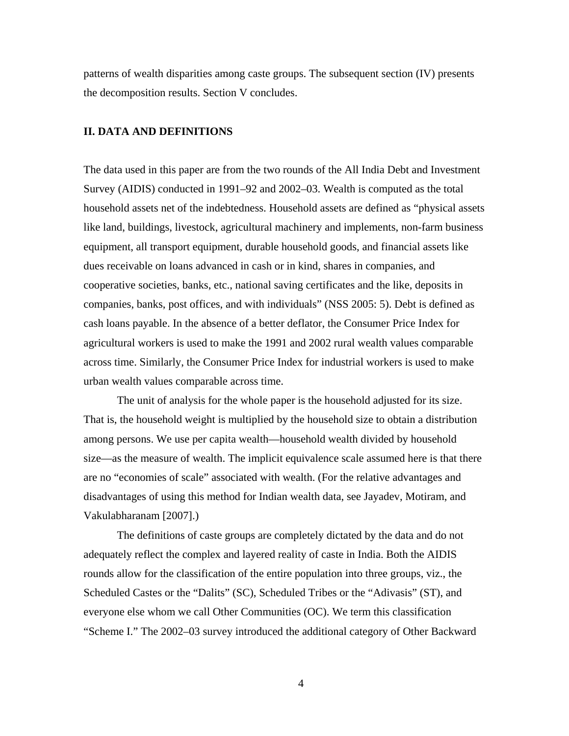patterns of wealth disparities among caste groups. The subsequent section (IV) presents the decomposition results. Section V concludes.

## II. DATA AND DEFINITIONS

The data used in this paper are from the two rounds of the All India Debt and Investment Survey (AIDIS) conducted in 1991–92 and 2002–03. Wealth is computed as the total household assets net of the indebtedness. Household assets are defined as "physical assets like land, buildings, livestock, agricultural machinery and implements, non-farm business equipment, all transport equipment, durable household goods, and financial assets like dues receivable on loans advanced in cash or in kind, shares in companies, and cooperative societies, banks, etc., national saving certificates and the like, deposits in companies, banks, post offices, and with individuals" (NSS 2005: 5). Debt is defined as cash loans payable. In the absence of a better deflator, the Consumer Price Index for agricultural workers is used to make the 1991 and 2002 rural wealth values comparable across time. Similarly, the Consumer Price Index for industrial workers is used to make urban wealth values comparable across time.

The unit of analysis for the whole paper is the household adjusted for its size. That is, the household weight is multiplied by the household size to obtain a distribution among persons. We use per capita wealth—household wealth divided by household size—as the measure of wealth. The implicit equivalence scale assumed here is that there are no "economies of scale" associated with wealth. (For the relative advantages and disadvantages of using this method for Indian wealth data, see Jayadev, Motiram, and Vakulabharanam [2007].)

The definitions of caste groups are completely dictated by the data and do not adequately reflect the complex and layered reality of caste in India. Both the AIDIS rounds allow for the classification of the entire population into three groups, viz., the Scheduled Castes or the "Dalits" (SC), Scheduled Tribes or the "Adivasis" (ST), and everyone else whom we call Other Communities (OC). We term this classification "Scheme I." The 2002–03 survey introduced the additional category of Other Backward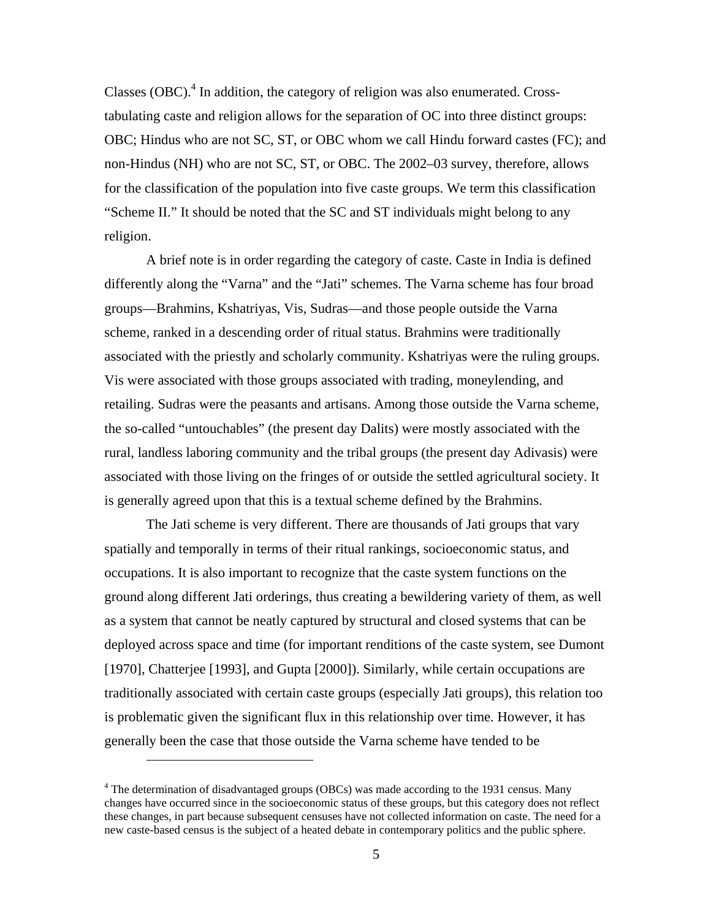Classes (OBC).[4] In addition, the category of religion was also enumerated. Cross-tabulating caste and religion allows for the separation of OC into three distinct groups: OBC; Hindus who are not SC, ST, or OBC whom we call Hindu forward castes (FC); and non-Hindus (NH) who are not SC, ST, or OBC. The 2002–03 survey, therefore, allows for the classification of the population into five caste groups. We term this classification "Scheme II." It should be noted that the SC and ST individuals might belong to any religion.

A brief note is in order regarding the category of caste. Caste in India is defined differently along the "Varna" and the "Jati" schemes. The Varna scheme has four broad groups—Brahmins, Kshatriyas, Vis, Sudras—and those people outside the Varna scheme, ranked in a descending order of ritual status. Brahmins were traditionally associated with the priestly and scholarly community. Kshatriyas were the ruling groups. Vis were associated with those groups associated with trading, moneylending, and retailing. Sudras were the peasants and artisans. Among those outside the Varna scheme, the so-called "untouchables" (the present day Dalits) were mostly associated with the rural, landless laboring community and the tribal groups (the present day Adivasis) were associated with those living on the fringes of or outside the settled agricultural society. It is generally agreed upon that this is a textual scheme defined by the Brahmins.

The Jati scheme is very different. There are thousands of Jati groups that vary spatially and temporally in terms of their ritual rankings, socioeconomic status, and occupations. It is also important to recognize that the caste system functions on the ground along different Jati orderings, thus creating a bewildering variety of them, as well as a system that cannot be neatly captured by structural and closed systems that can be deployed across space and time (for important renditions of the caste system, see Dumont [1970], Chatterjee [1993], and Gupta [2000]). Similarly, while certain occupations are traditionally associated with certain caste groups (especially Jati groups), this relation too is problematic given the significant flux in this relationship over time. However, it has generally been the case that those outside the Varna scheme have tended to be

[4] The determination of disadvantaged groups (OBCs) was made according to the 1931 census. Many changes have occurred since in the socioeconomic status of these groups, but this category does not reflect these changes, in part because subsequent censuses have not collected information on caste. The need for a new caste-based census is the subject of a heated debate in contemporary politics and the public sphere.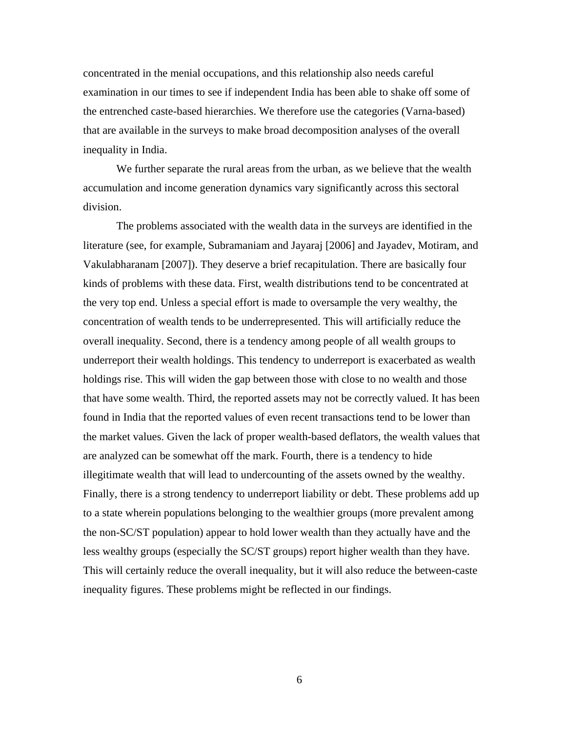concentrated in the menial occupations, and this relationship also needs careful examination in our times to see if independent India has been able to shake off some of the entrenched caste-based hierarchies. We therefore use the categories (Varna-based) that are available in the surveys to make broad decomposition analyses of the overall inequality in India.

We further separate the rural areas from the urban, as we believe that the wealth accumulation and income generation dynamics vary significantly across this sectoral division.

The problems associated with the wealth data in the surveys are identified in the literature (see, for example, Subramaniam and Jayaraj [2006] and Jayadev, Motiram, and Vakulabharanam [2007]). They deserve a brief recapitulation. There are basically four kinds of problems with these data. First, wealth distributions tend to be concentrated at the very top end. Unless a special effort is made to oversample the very wealthy, the concentration of wealth tends to be underrepresented. This will artificially reduce the overall inequality. Second, there is a tendency among people of all wealth groups to underreport their wealth holdings. This tendency to underreport is exacerbated as wealth holdings rise. This will widen the gap between those with close to no wealth and those that have some wealth. Third, the reported assets may not be correctly valued. It has been found in India that the reported values of even recent transactions tend to be lower than the market values. Given the lack of proper wealth-based deflators, the wealth values that are analyzed can be somewhat off the mark. Fourth, there is a tendency to hide illegitimate wealth that will lead to undercounting of the assets owned by the wealthy. Finally, there is a strong tendency to underreport liability or debt. These problems add up to a state wherein populations belonging to the wealthier groups (more prevalent among the non-SC/ST population) appear to hold lower wealth than they actually have and the less wealthy groups (especially the SC/ST groups) report higher wealth than they have. This will certainly reduce the overall inequality, but it will also reduce the between-caste inequality figures. These problems might be reflected in our findings.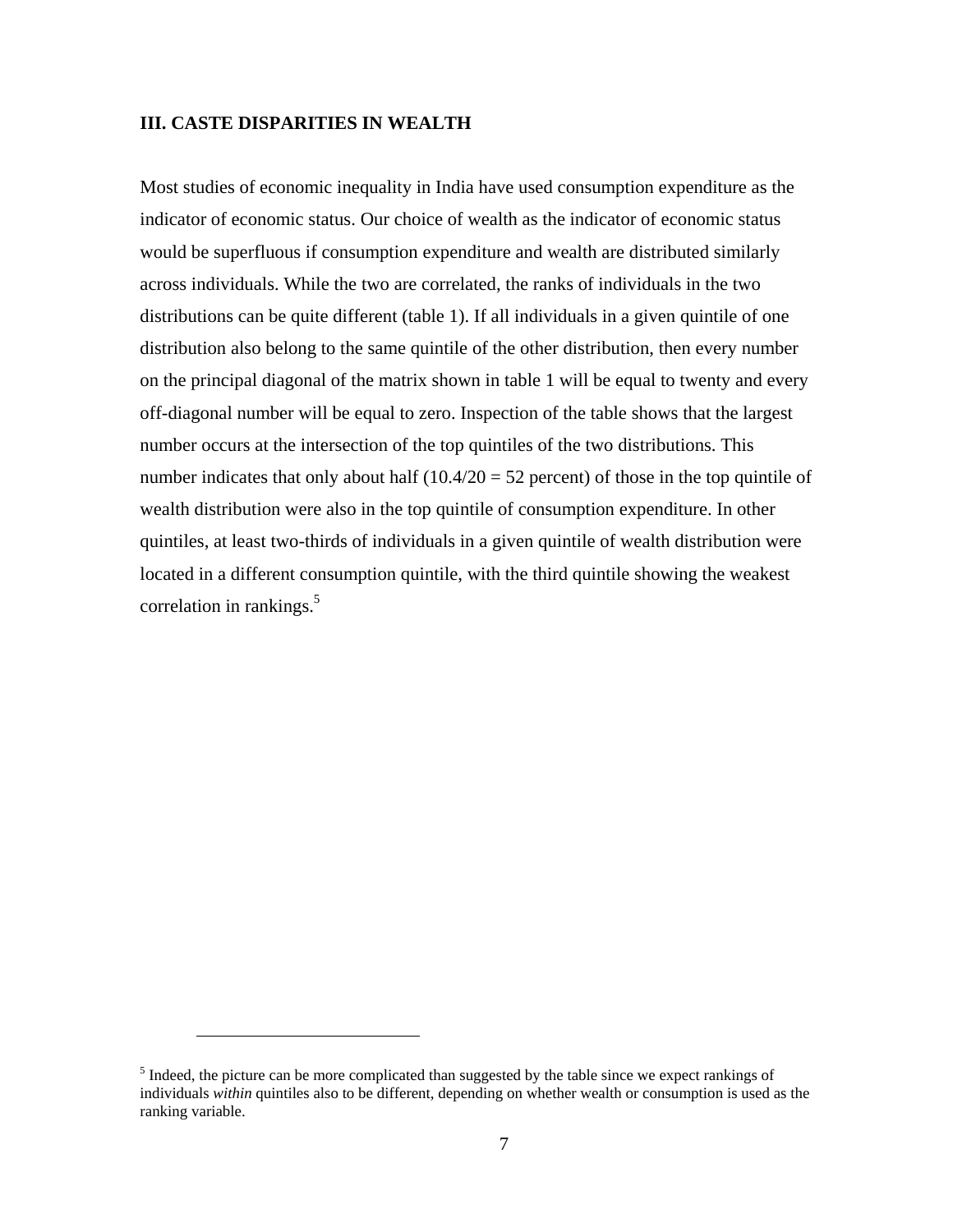## III. CASTE DISPARITIES IN WEALTH

Most studies of economic inequality in India have used consumption expenditure as the indicator of economic status. Our choice of wealth as the indicator of economic status would be superfluous if consumption expenditure and wealth are distributed similarly across individuals. While the two are correlated, the ranks of individuals in the two distributions can be quite different (table 1). If all individuals in a given quintile of one distribution also belong to the same quintile of the other distribution, then every number on the principal diagonal of the matrix shown in table 1 will be equal to twenty and every off-diagonal number will be equal to zero. Inspection of the table shows that the largest number occurs at the intersection of the top quintiles of the two distributions. This number indicates that only about half (10.4/20 = 52 percent) of those in the top quintile of wealth distribution were also in the top quintile of consumption expenditure. In other quintiles, at least two-thirds of individuals in a given quintile of wealth distribution were located in a different consumption quintile, with the third quintile showing the weakest correlation in rankings.[5]

[5] Indeed, the picture can be more complicated than suggested by the table since we expect rankings of individuals *within* quintiles also to be different, depending on whether wealth or consumption is used as the ranking variable.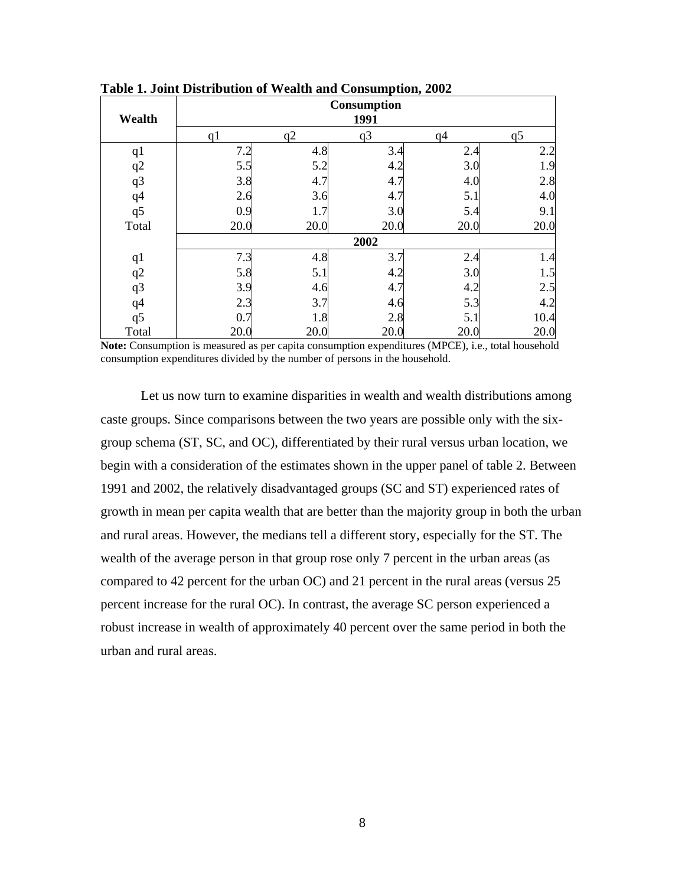**Table 1. Joint Distribution of Wealth and Consumption, 2002**

| Wealth | Consumption | | | | |
|---|---|---|---|---|---|
| | 1991 | | | | |
| | q1 | q2 | q3 | q4 | q5 |
| q1 | 7.2 | 4.8 | 3.4 | 2.4 | 2.2 |
| q2 | 5.5 | 5.2 | 4.2 | 3.0 | 1.9 |
| q3 | 3.8 | 4.7 | 4.7 | 4.0 | 2.8 |
| q4 | 2.6 | 3.6 | 4.7 | 5.1 | 4.0 |
| q5 | 0.9 | 1.7 | 3.0 | 5.4 | 9.1 |
| Total | 20.0 | 20.0 | 20.0 | 20.0 | 20.0 |
| | 2002 | | | | |
| q1 | 7.3 | 4.8 | 3.7 | 2.4 | 1.4 |
| q2 | 5.8 | 5.1 | 4.2 | 3.0 | 1.5 |
| q3 | 3.9 | 4.6 | 4.7 | 4.2 | 2.5 |
| q4 | 2.3 | 3.7 | 4.6 | 5.3 | 4.2 |
| q5 | 0.7 | 1.8 | 2.8 | 5.1 | 10.4 |
| Total | 20.0 | 20.0 | 20.0 | 20.0 | 20.0 |

**Note:** Consumption is measured as per capita consumption expenditures (MPCE), i.e., total household consumption expenditures divided by the number of persons in the household.

Let us now turn to examine disparities in wealth and wealth distributions among caste groups. Since comparisons between the two years are possible only with the six-group schema (ST, SC, and OC), differentiated by their rural versus urban location, we begin with a consideration of the estimates shown in the upper panel of table 2. Between 1991 and 2002, the relatively disadvantaged groups (SC and ST) experienced rates of growth in mean per capita wealth that are better than the majority group in both the urban and rural areas. However, the medians tell a different story, especially for the ST. The wealth of the average person in that group rose only 7 percent in the urban areas (as compared to 42 percent for the urban OC) and 21 percent in the rural areas (versus 25 percent increase for the rural OC). In contrast, the average SC person experienced a robust increase in wealth of approximately 40 percent over the same period in both the urban and rural areas.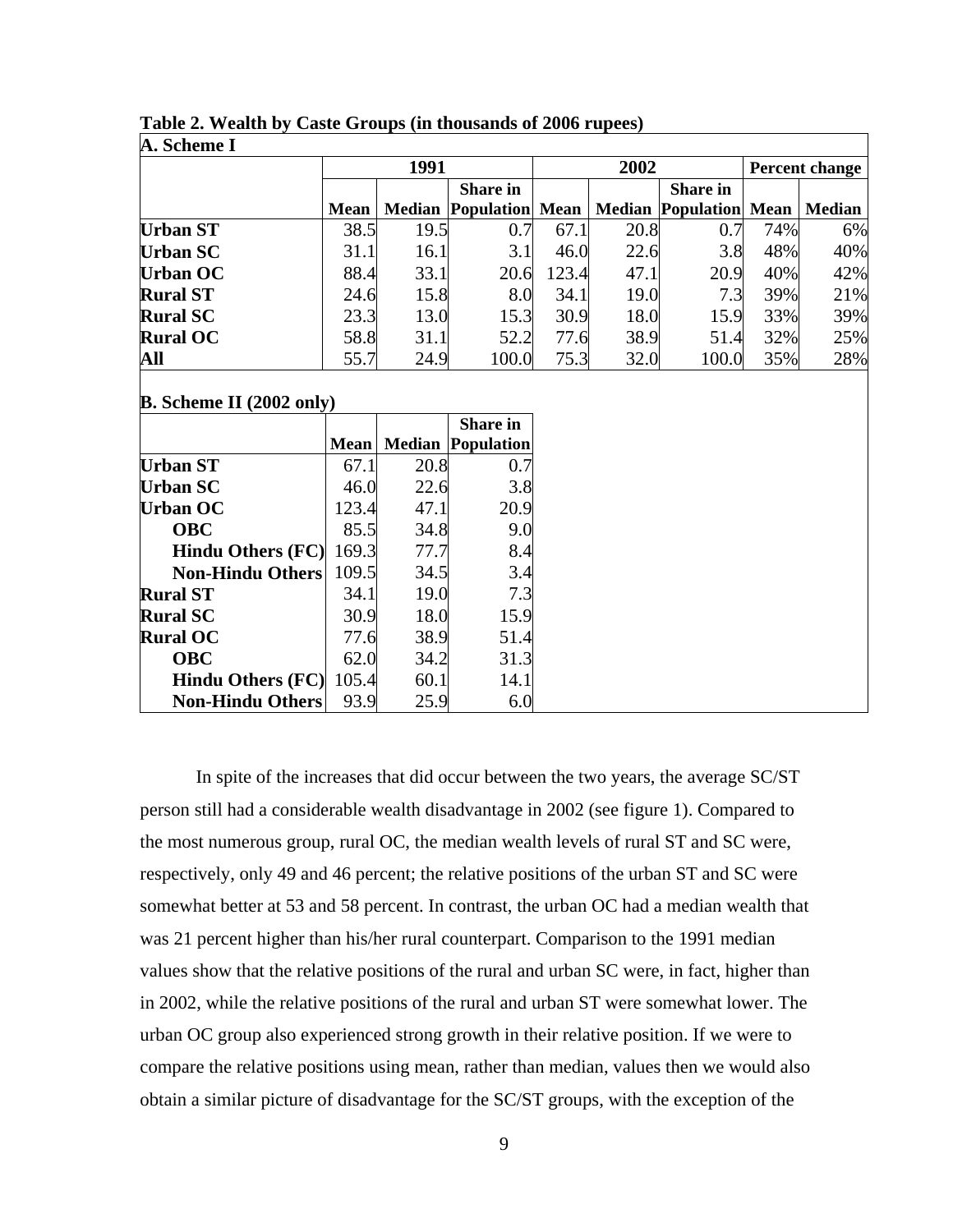**Table 2. Wealth by Caste Groups (in thousands of 2006 rupees)**

**A. Scheme I**

| | 1991 | | | 2002 | | | Percent change | |
|---|---|---|---|---|---|---|---|---|
| | Mean | Median | Share in Population | Mean | Median | Share in Population | Mean | Median |
| **Urban ST** | 38.5 | 19.5 | 0.7 | 67.1 | 20.8 | 0.7 | 74% | 6% |
| **Urban SC** | 31.1 | 16.1 | 3.1 | 46.0 | 22.6 | 3.8 | 48% | 40% |
| **Urban OC** | 88.4 | 33.1 | 20.6 | 123.4 | 47.1 | 20.9 | 40% | 42% |
| **Rural ST** | 24.6 | 15.8 | 8.0 | 34.1 | 19.0 | 7.3 | 39% | 21% |
| **Rural SC** | 23.3 | 13.0 | 15.3 | 30.9 | 18.0 | 15.9 | 33% | 39% |
| **Rural OC** | 58.8 | 31.1 | 52.2 | 77.6 | 38.9 | 51.4 | 32% | 25% |
| **All** | 55.7 | 24.9 | 100.0 | 75.3 | 32.0 | 100.0 | 35% | 28% |

**B. Scheme II (2002 only)**

| | Mean | Median | Share in Population |
|---|---|---|---|
| **Urban ST** | 67.1 | 20.8 | 0.7 |
| **Urban SC** | 46.0 | 22.6 | 3.8 |
| **Urban OC** | 123.4 | 47.1 | 20.9 |
| **OBC** | 85.5 | 34.8 | 9.0 |
| **Hindu Others (FC)** | 169.3 | 77.7 | 8.4 |
| **Non-Hindu Others** | 109.5 | 34.5 | 3.4 |
| **Rural ST** | 34.1 | 19.0 | 7.3 |
| **Rural SC** | 30.9 | 18.0 | 15.9 |
| **Rural OC** | 77.6 | 38.9 | 51.4 |
| **OBC** | 62.0 | 34.2 | 31.3 |
| **Hindu Others (FC)** | 105.4 | 60.1 | 14.1 |
| **Non-Hindu Others** | 93.9 | 25.9 | 6.0 |

In spite of the increases that did occur between the two years, the average SC/ST person still had a considerable wealth disadvantage in 2002 (see figure 1). Compared to the most numerous group, rural OC, the median wealth levels of rural ST and SC were, respectively, only 49 and 46 percent; the relative positions of the urban ST and SC were somewhat better at 53 and 58 percent. In contrast, the urban OC had a median wealth that was 21 percent higher than his/her rural counterpart. Comparison to the 1991 median values show that the relative positions of the rural and urban SC were, in fact, higher than in 2002, while the relative positions of the rural and urban ST were somewhat lower. The urban OC group also experienced strong growth in their relative position. If we were to compare the relative positions using mean, rather than median, values then we would also obtain a similar picture of disadvantage for the SC/ST groups, with the exception of the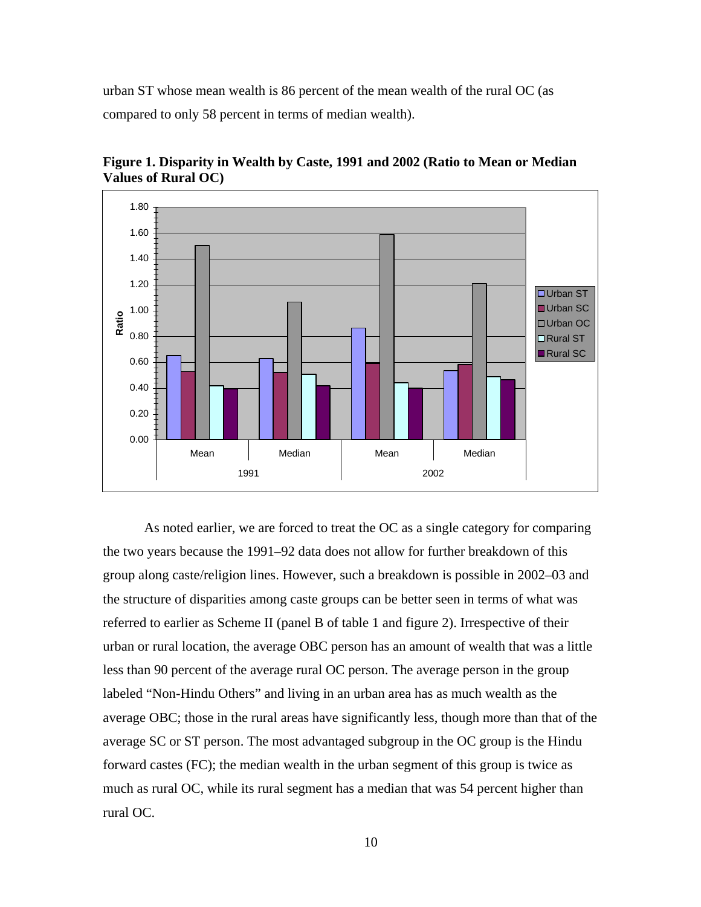urban ST whose mean wealth is 86 percent of the mean wealth of the rural OC (as compared to only 58 percent in terms of median wealth).

**Figure 1. Disparity in Wealth by Caste, 1991 and 2002 (Ratio to Mean or Median Values of Rural OC)**

As noted earlier, we are forced to treat the OC as a single category for comparing the two years because the 1991–92 data does not allow for further breakdown of this group along caste/religion lines. However, such a breakdown is possible in 2002–03 and the structure of disparities among caste groups can be better seen in terms of what was referred to earlier as Scheme II (panel B of table 1 and figure 2). Irrespective of their urban or rural location, the average OBC person has an amount of wealth that was a little less than 90 percent of the average rural OC person. The average person in the group labeled "Non-Hindu Others" and living in an urban area has as much wealth as the average OBC; those in the rural areas have significantly less, though more than that of the average SC or ST person. The most advantaged subgroup in the OC group is the Hindu forward castes (FC); the median wealth in the urban segment of this group is twice as much as rural OC, while its rural segment has a median that was 54 percent higher than rural OC.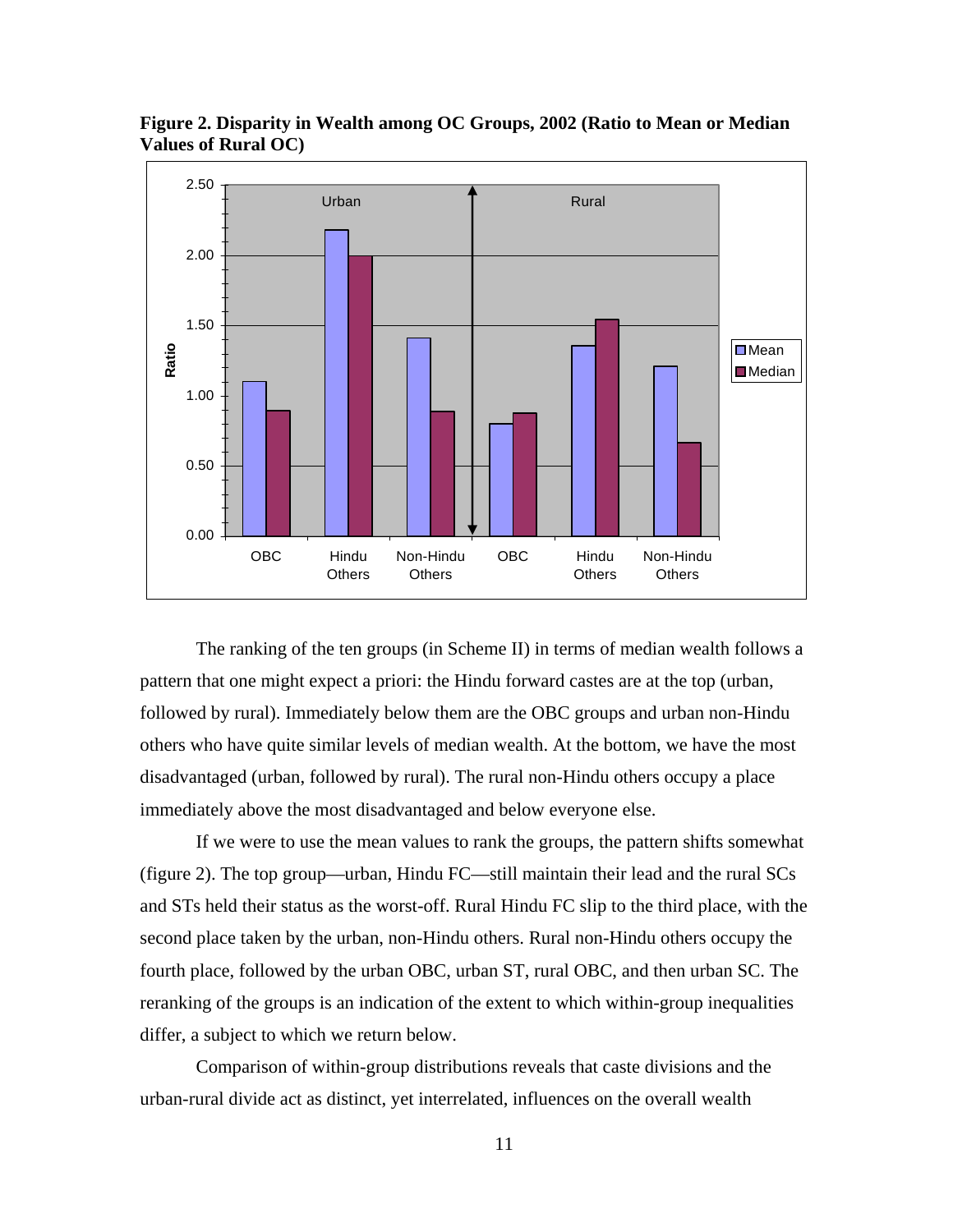**Figure 2. Disparity in Wealth among OC Groups, 2002 (Ratio to Mean or Median Values of Rural OC)**

The ranking of the ten groups (in Scheme II) in terms of median wealth follows a pattern that one might expect a priori: the Hindu forward castes are at the top (urban, followed by rural). Immediately below them are the OBC groups and urban non-Hindu others who have quite similar levels of median wealth. At the bottom, we have the most disadvantaged (urban, followed by rural). The rural non-Hindu others occupy a place immediately above the most disadvantaged and below everyone else.

If we were to use the mean values to rank the groups, the pattern shifts somewhat (figure 2). The top group—urban, Hindu FC—still maintain their lead and the rural SCs and STs held their status as the worst-off. Rural Hindu FC slip to the third place, with the second place taken by the urban, non-Hindu others. Rural non-Hindu others occupy the fourth place, followed by the urban OBC, urban ST, rural OBC, and then urban SC. The reranking of the groups is an indication of the extent to which within-group inequalities differ, a subject to which we return below.

Comparison of within-group distributions reveals that caste divisions and the urban-rural divide act as distinct, yet interrelated, influences on the overall wealth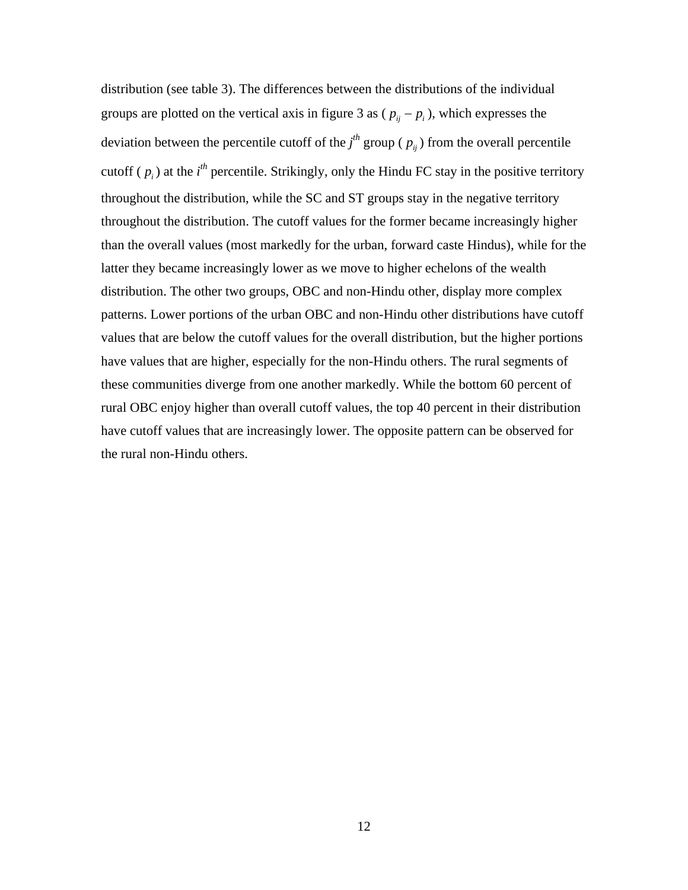distribution (see table 3). The differences between the distributions of the individual groups are plotted on the vertical axis in figure 3 as ( $p_{ij} - p_i$ ), which expresses the deviation between the percentile cutoff of the $j^{th}$ group ( $p_{ij}$ ) from the overall percentile cutoff ( $p_i$ ) at the $i^{th}$ percentile. Strikingly, only the Hindu FC stay in the positive territory throughout the distribution, while the SC and ST groups stay in the negative territory throughout the distribution. The cutoff values for the former became increasingly higher than the overall values (most markedly for the urban, forward caste Hindus), while for the latter they became increasingly lower as we move to higher echelons of the wealth distribution. The other two groups, OBC and non-Hindu other, display more complex patterns. Lower portions of the urban OBC and non-Hindu other distributions have cutoff values that are below the cutoff values for the overall distribution, but the higher portions have values that are higher, especially for the non-Hindu others. The rural segments of these communities diverge from one another markedly. While the bottom 60 percent of rural OBC enjoy higher than overall cutoff values, the top 40 percent in their distribution have cutoff values that are increasingly lower. The opposite pattern can be observed for the rural non-Hindu others.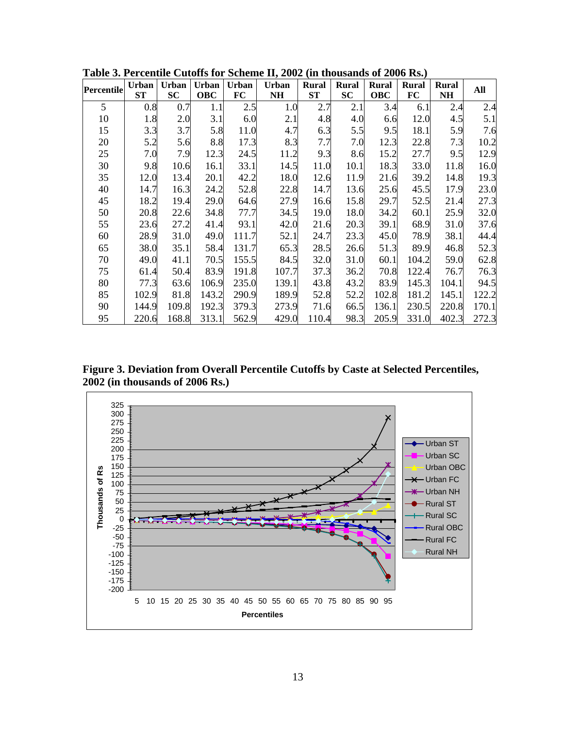**Table 3. Percentile Cutoffs for Scheme II, 2002 (in thousands of 2006 Rs.)**

| Percentile | Urban ST | Urban SC | Urban OBC | Urban FC | Urban NH | Rural ST | Rural SC | Rural OBC | Rural FC | Rural NH | All |
|---|---|---|---|---|---|---|---|---|---|---|---|
| 5 | 0.8 | 0.7 | 1.1 | 2.5 | 1.0 | 2.7 | 2.1 | 3.4 | 6.1 | 2.4 | 2.4 |
| 10 | 1.8 | 2.0 | 3.1 | 6.0 | 2.1 | 4.8 | 4.0 | 6.6 | 12.0 | 4.5 | 5.1 |
| 15 | 3.3 | 3.7 | 5.8 | 11.0 | 4.7 | 6.3 | 5.5 | 9.5 | 18.1 | 5.9 | 7.6 |
| 20 | 5.2 | 5.6 | 8.8 | 17.3 | 8.3 | 7.7 | 7.0 | 12.3 | 22.8 | 7.3 | 10.2 |
| 25 | 7.0 | 7.9 | 12.3 | 24.5 | 11.2 | 9.3 | 8.6 | 15.2 | 27.7 | 9.5 | 12.9 |
| 30 | 9.8 | 10.6 | 16.1 | 33.1 | 14.5 | 11.0 | 10.1 | 18.3 | 33.0 | 11.8 | 16.0 |
| 35 | 12.0 | 13.4 | 20.1 | 42.2 | 18.0 | 12.6 | 11.9 | 21.6 | 39.2 | 14.8 | 19.3 |
| 40 | 14.7 | 16.3 | 24.2 | 52.8 | 22.8 | 14.7 | 13.6 | 25.6 | 45.5 | 17.9 | 23.0 |
| 45 | 18.2 | 19.4 | 29.0 | 64.6 | 27.9 | 16.6 | 15.8 | 29.7 | 52.5 | 21.4 | 27.3 |
| 50 | 20.8 | 22.6 | 34.8 | 77.7 | 34.5 | 19.0 | 18.0 | 34.2 | 60.1 | 25.9 | 32.0 |
| 55 | 23.6 | 27.2 | 41.4 | 93.1 | 42.0 | 21.6 | 20.3 | 39.1 | 68.9 | 31.0 | 37.6 |
| 60 | 28.9 | 31.0 | 49.0 | 111.7 | 52.1 | 24.7 | 23.3 | 45.0 | 78.9 | 38.1 | 44.4 |
| 65 | 38.0 | 35.1 | 58.4 | 131.7 | 65.3 | 28.5 | 26.6 | 51.3 | 89.9 | 46.8 | 52.3 |
| 70 | 49.0 | 41.1 | 70.5 | 155.5 | 84.5 | 32.0 | 31.0 | 60.1 | 104.2 | 59.0 | 62.8 |
| 75 | 61.4 | 50.4 | 83.9 | 191.8 | 107.7 | 37.3 | 36.2 | 70.8 | 122.4 | 76.7 | 76.3 |
| 80 | 77.3 | 63.6 | 106.9 | 235.0 | 139.1 | 43.8 | 43.2 | 83.9 | 145.3 | 104.1 | 94.5 |
| 85 | 102.9 | 81.8 | 143.2 | 290.9 | 189.9 | 52.8 | 52.2 | 102.8 | 181.2 | 145.1 | 122.2 |
| 90 | 144.9 | 109.8 | 192.3 | 379.3 | 273.9 | 71.6 | 66.5 | 136.1 | 230.5 | 220.8 | 170.1 |
| 95 | 220.6 | 168.8 | 313.1 | 562.9 | 429.0 | 110.4 | 98.3 | 205.9 | 331.0 | 402.3 | 272.3 |

**Figure 3. Deviation from Overall Percentile Cutoffs by Caste at Selected Percentiles, 2002 (in thousands of 2006 Rs.)**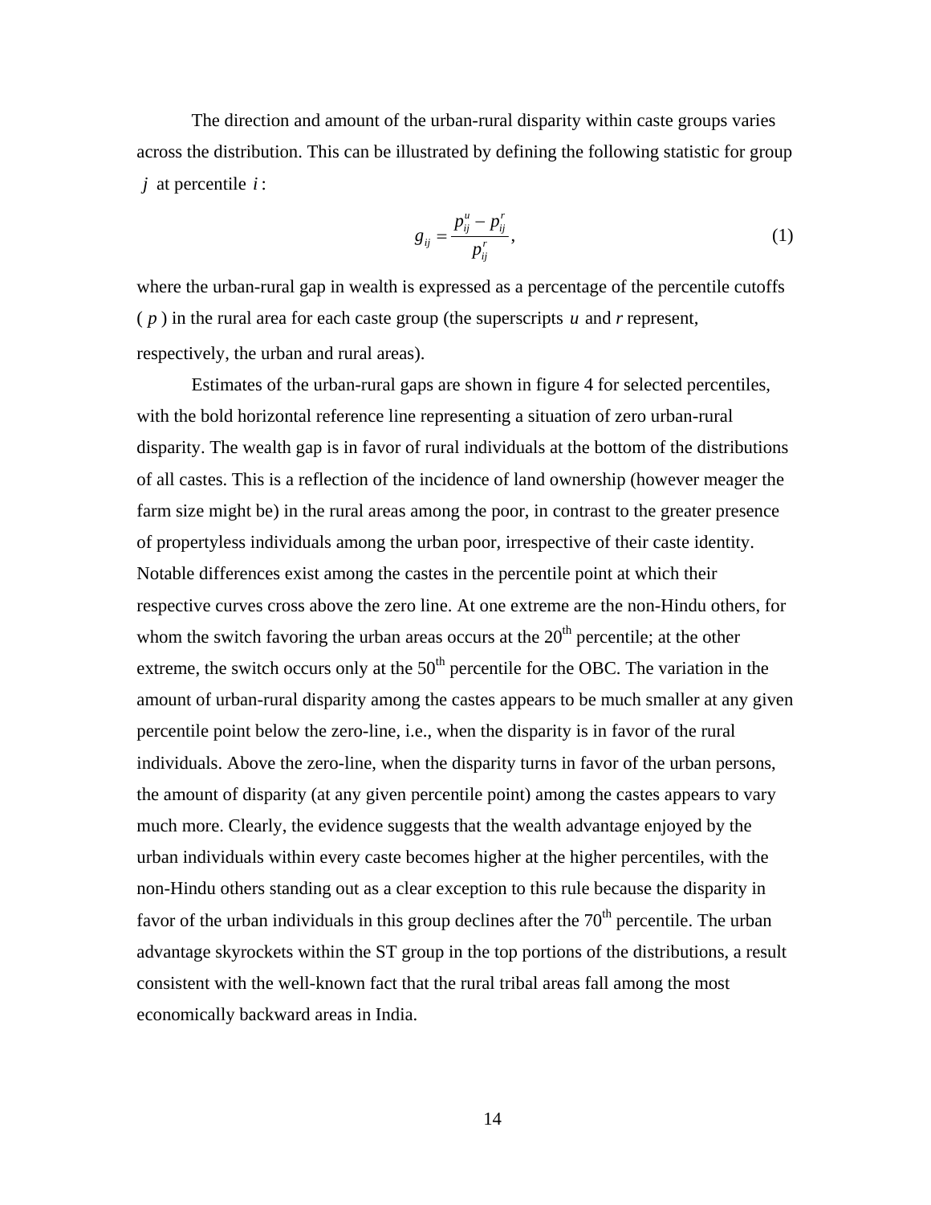The direction and amount of the urban-rural disparity within caste groups varies across the distribution. This can be illustrated by defining the following statistic for group $j$ at percentile $i$:

$$g_{ij} = \frac{p_{ij}^{u} - p_{ij}^{r}}{p_{ij}^{r}}, \tag{1}$$

where the urban-rural gap in wealth is expressed as a percentage of the percentile cutoffs ( $p$ ) in the rural area for each caste group (the superscripts $u$ and $r$ represent, respectively, the urban and rural areas).

Estimates of the urban-rural gaps are shown in figure 4 for selected percentiles, with the bold horizontal reference line representing a situation of zero urban-rural disparity. The wealth gap is in favor of rural individuals at the bottom of the distributions of all castes. This is a reflection of the incidence of land ownership (however meager the farm size might be) in the rural areas among the poor, in contrast to the greater presence of propertyless individuals among the urban poor, irrespective of their caste identity. Notable differences exist among the castes in the percentile point at which their respective curves cross above the zero line. At one extreme are the non-Hindu others, for whom the switch favoring the urban areas occurs at the 20th percentile; at the other extreme, the switch occurs only at the 50th percentile for the OBC. The variation in the amount of urban-rural disparity among the castes appears to be much smaller at any given percentile point below the zero-line, i.e., when the disparity is in favor of the rural individuals. Above the zero-line, when the disparity turns in favor of the urban persons, the amount of disparity (at any given percentile point) among the castes appears to vary much more. Clearly, the evidence suggests that the wealth advantage enjoyed by the urban individuals within every caste becomes higher at the higher percentiles, with the non-Hindu others standing out as a clear exception to this rule because the disparity in favor of the urban individuals in this group declines after the 70th percentile. The urban advantage skyrockets within the ST group in the top portions of the distributions, a result consistent with the well-known fact that the rural tribal areas fall among the most economically backward areas in India.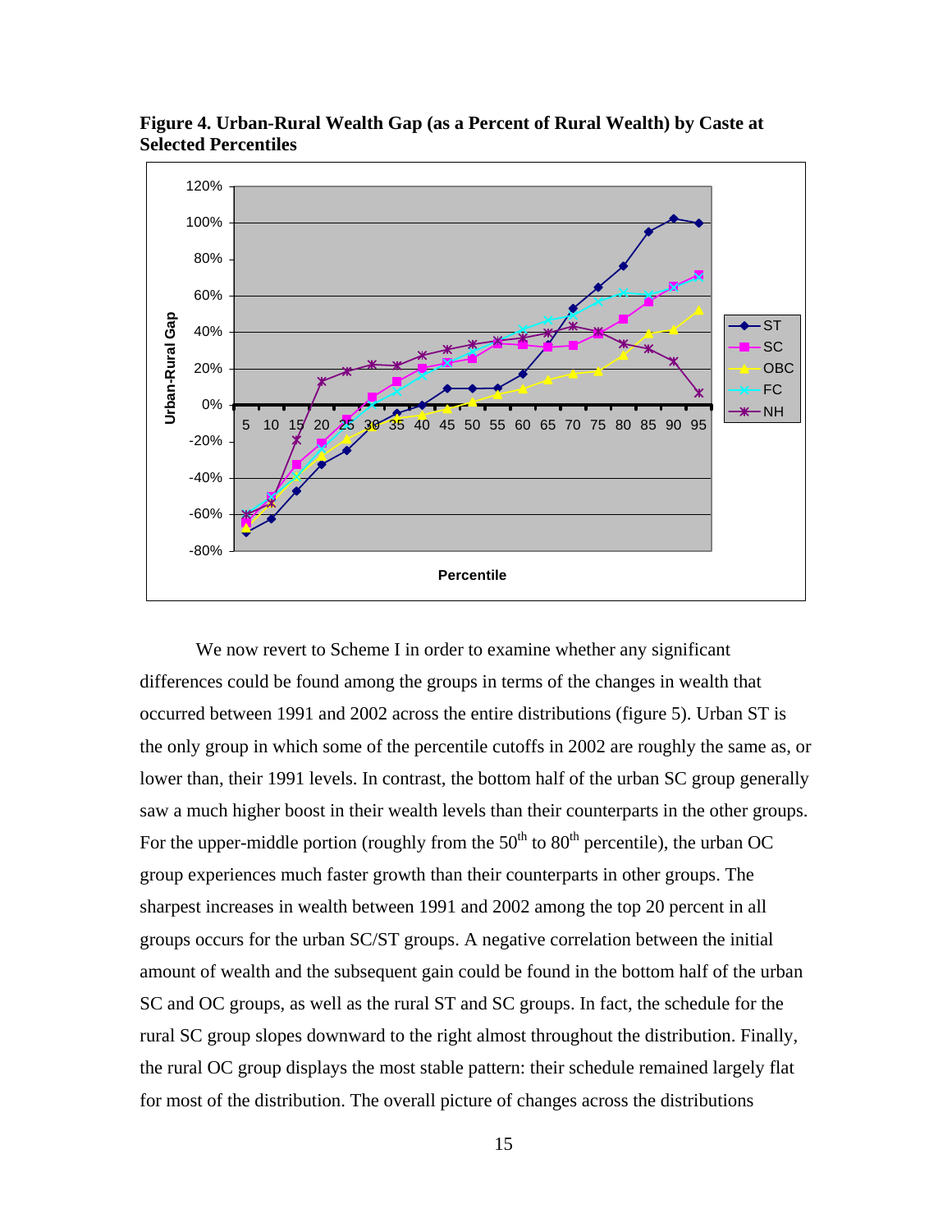**Figure 4. Urban-Rural Wealth Gap (as a Percent of Rural Wealth) by Caste at Selected Percentiles**

We now revert to Scheme I in order to examine whether any significant differences could be found among the groups in terms of the changes in wealth that occurred between 1991 and 2002 across the entire distributions (figure 5). Urban ST is the only group in which some of the percentile cutoffs in 2002 are roughly the same as, or lower than, their 1991 levels. In contrast, the bottom half of the urban SC group generally saw a much higher boost in their wealth levels than their counterparts in the other groups. For the upper-middle portion (roughly from the 50th to 80th percentile), the urban OC group experiences much faster growth than their counterparts in other groups. The sharpest increases in wealth between 1991 and 2002 among the top 20 percent in all groups occurs for the urban SC/ST groups. A negative correlation between the initial amount of wealth and the subsequent gain could be found in the bottom half of the urban SC and OC groups, as well as the rural ST and SC groups. In fact, the schedule for the rural SC group slopes downward to the right almost throughout the distribution. Finally, the rural OC group displays the most stable pattern: their schedule remained largely flat for most of the distribution. The overall picture of changes across the distributions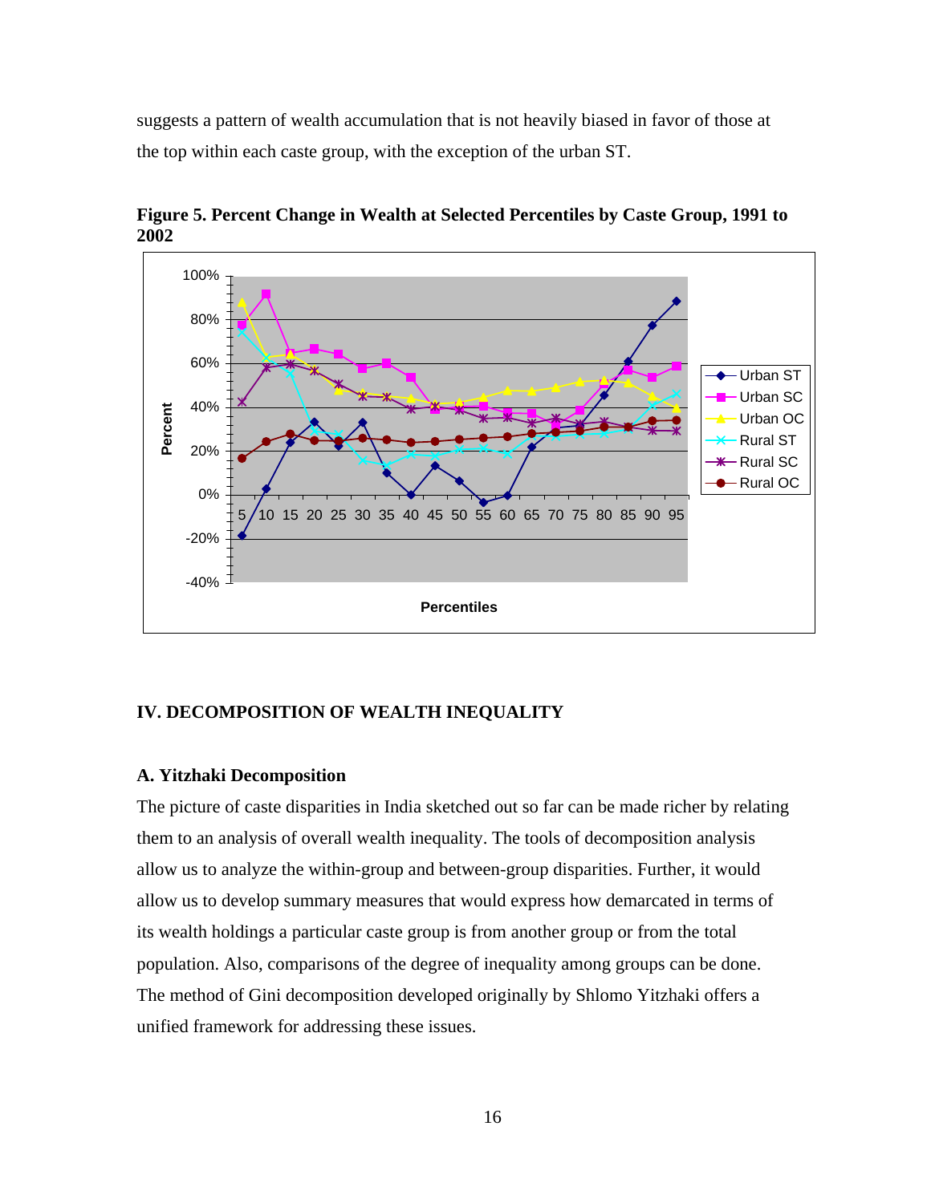suggests a pattern of wealth accumulation that is not heavily biased in favor of those at the top within each caste group, with the exception of the urban ST.

**Figure 5. Percent Change in Wealth at Selected Percentiles by Caste Group, 1991 to 2002**

## IV. DECOMPOSITION OF WEALTH INEQUALITY

### A. Yitzhaki Decomposition

The picture of caste disparities in India sketched out so far can be made richer by relating them to an analysis of overall wealth inequality. The tools of decomposition analysis allow us to analyze the within-group and between-group disparities. Further, it would allow us to develop summary measures that would express how demarcated in terms of its wealth holdings a particular caste group is from another group or from the total population. Also, comparisons of the degree of inequality among groups can be done. The method of Gini decomposition developed originally by Shlomo Yitzhaki offers a unified framework for addressing these issues.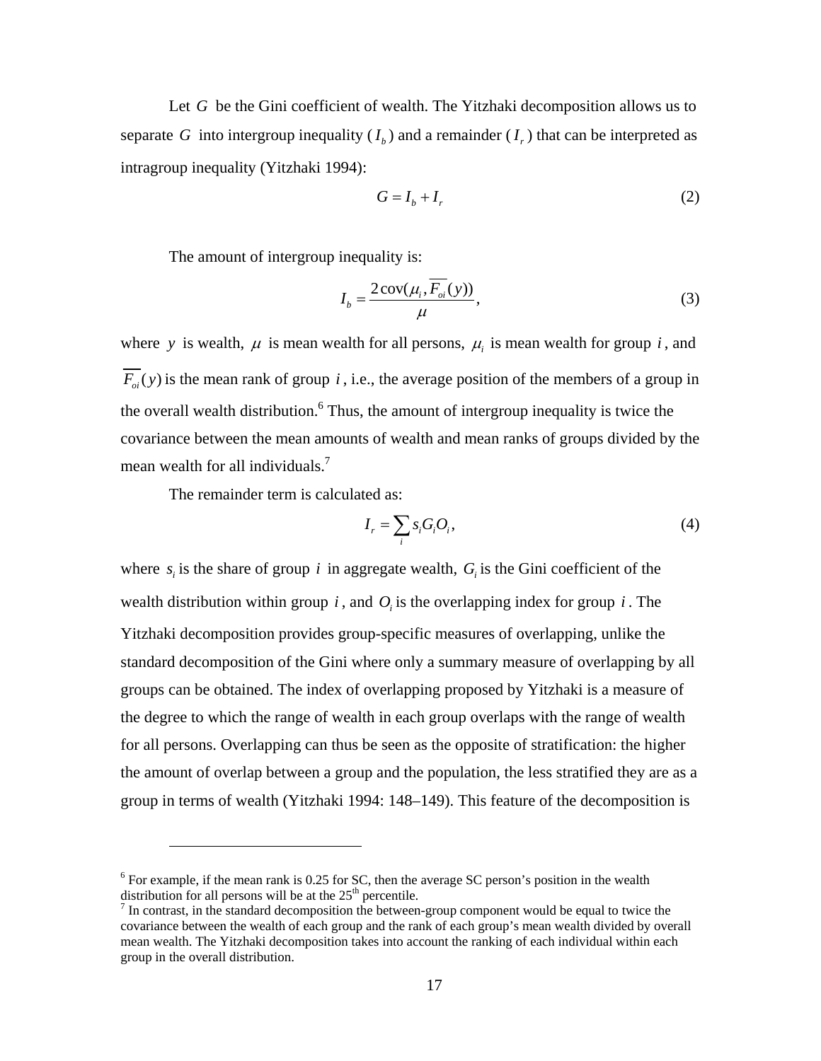Let $G$ be the Gini coefficient of wealth. The Yitzhaki decomposition allows us to separate $G$ into intergroup inequality ($I_b$) and a remainder ($I_r$) that can be interpreted as intragroup inequality (Yitzhaki 1994):

$$G = I_b + I_r \tag{2}$$

The amount of intergroup inequality is:

$$I_b = \frac{2\operatorname{cov}(\mu_i, \overline{F_{oi}}(y))}{\mu}, \tag{3}$$

where $y$ is wealth, $\mu$ is mean wealth for all persons, $\mu_i$ is mean wealth for group $i$, and $\overline{F_{oi}}(y)$ is the mean rank of group $i$, i.e., the average position of the members of a group in the overall wealth distribution.[6] Thus, the amount of intergroup inequality is twice the covariance between the mean amounts of wealth and mean ranks of groups divided by the mean wealth for all individuals.[7]

The remainder term is calculated as:

$$I_r = \sum_i s_i G_i O_i, \tag{4}$$

where $s_i$ is the share of group $i$ in aggregate wealth, $G_i$ is the Gini coefficient of the wealth distribution within group $i$, and $O_i$ is the overlapping index for group $i$. The Yitzhaki decomposition provides group-specific measures of overlapping, unlike the standard decomposition of the Gini where only a summary measure of overlapping by all groups can be obtained. The index of overlapping proposed by Yitzhaki is a measure of the degree to which the range of wealth in each group overlaps with the range of wealth for all persons. Overlapping can thus be seen as the opposite of stratification: the higher the amount of overlap between a group and the population, the less stratified they are as a group in terms of wealth (Yitzhaki 1994: 148–149). This feature of the decomposition is

---

[6] For example, if the mean rank is 0.25 for SC, then the average SC person's position in the wealth distribution for all persons will be at the 25th percentile.

[7] In contrast, in the standard decomposition the between-group component would be equal to twice the covariance between the wealth of each group and the rank of each group's mean wealth divided by overall mean wealth. The Yitzhaki decomposition takes into account the ranking of each individual within each group in the overall distribution.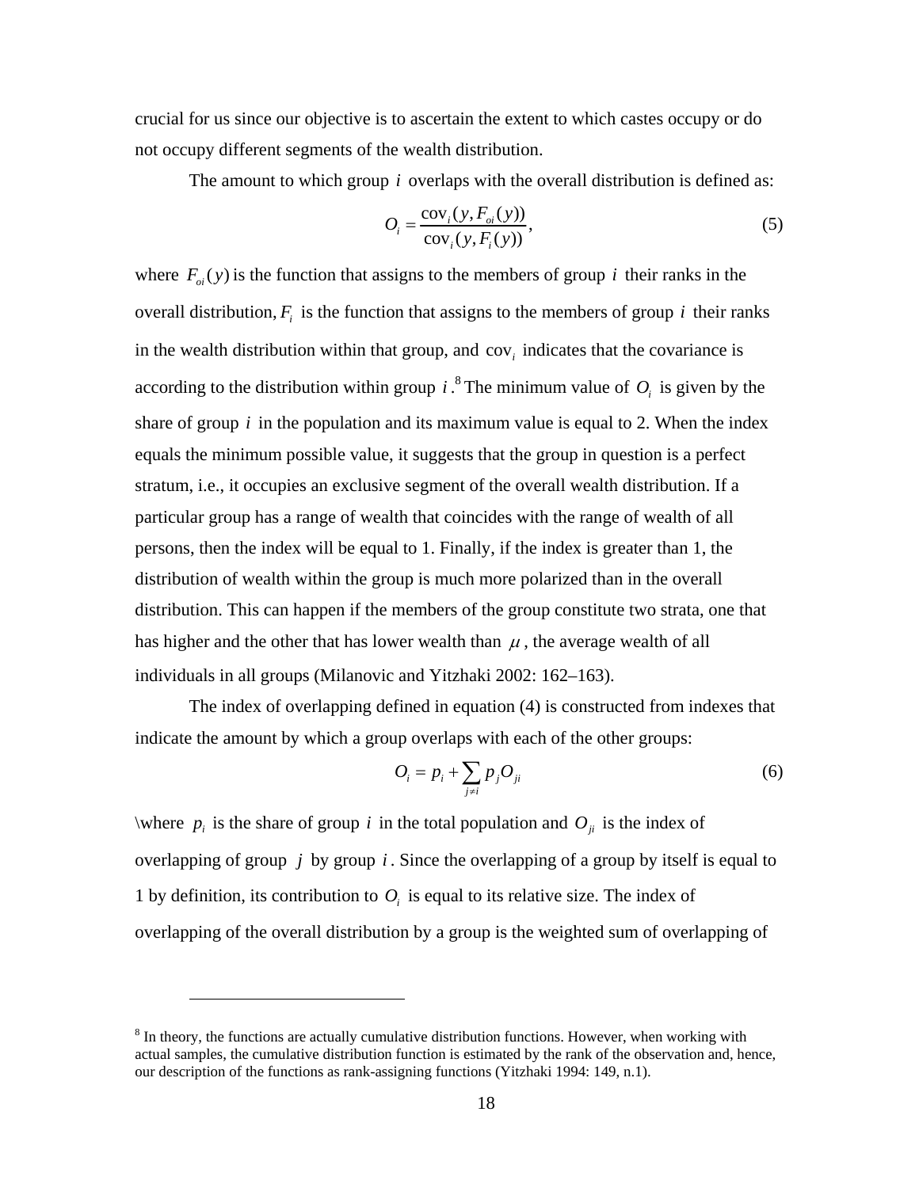crucial for us since our objective is to ascertain the extent to which castes occupy or do not occupy different segments of the wealth distribution.

The amount to which group $i$ overlaps with the overall distribution is defined as:

$$O_i = \frac{\text{cov}_i(y, F_{oi}(y))}{\text{cov}_i(y, F_i(y))}, \tag{5}$$

where $F_{oi}(y)$ is the function that assigns to the members of group $i$ their ranks in the overall distribution, $F_i$ is the function that assigns to the members of group $i$ their ranks in the wealth distribution within that group, and $\text{cov}_i$ indicates that the covariance is according to the distribution within group $i$.[8] The minimum value of $O_i$ is given by the share of group $i$ in the population and its maximum value is equal to 2. When the index equals the minimum possible value, it suggests that the group in question is a perfect stratum, i.e., it occupies an exclusive segment of the overall wealth distribution. If a particular group has a range of wealth that coincides with the range of wealth of all persons, then the index will be equal to 1. Finally, if the index is greater than 1, the distribution of wealth within the group is much more polarized than in the overall distribution. This can happen if the members of the group constitute two strata, one that has higher and the other that has lower wealth than $\mu$, the average wealth of all individuals in all groups (Milanovic and Yitzhaki 2002: 162–163).

The index of overlapping defined in equation (4) is constructed from indexes that indicate the amount by which a group overlaps with each of the other groups:

$$O_i = p_i + \sum_{j \neq i} p_j O_{ji} \tag{6}$$

\where $p_i$ is the share of group $i$ in the total population and $O_{ji}$ is the index of overlapping of group $j$ by group $i$. Since the overlapping of a group by itself is equal to 1 by definition, its contribution to $O_i$ is equal to its relative size. The index of overlapping of the overall distribution by a group is the weighted sum of overlapping of

[8] In theory, the functions are actually cumulative distribution functions. However, when working with actual samples, the cumulative distribution function is estimated by the rank of the observation and, hence, our description of the functions as rank-assigning functions (Yitzhaki 1994: 149, n.1).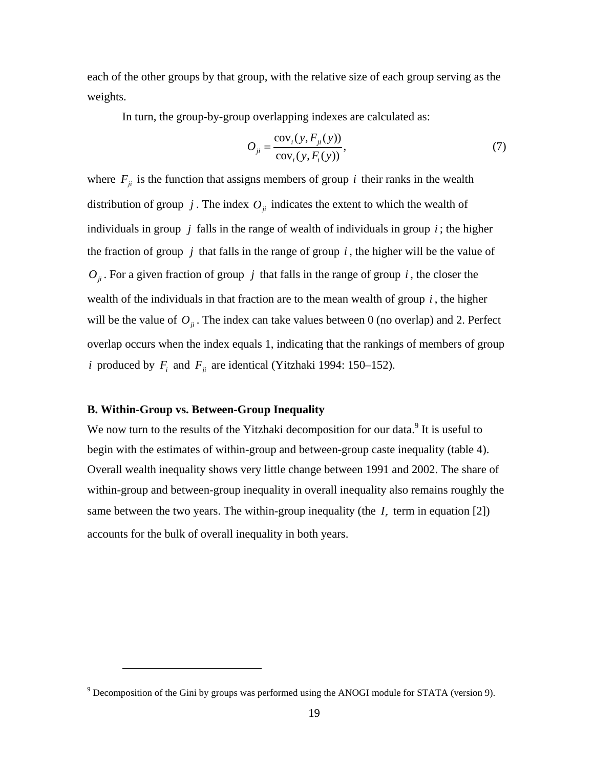each of the other groups by that group, with the relative size of each group serving as the weights.

In turn, the group-by-group overlapping indexes are calculated as:

$$O_{ji} = \frac{\text{cov}_i(y, F_{ji}(y))}{\text{cov}_i(y, F_i(y))}, \tag{7}$$

where $F_{ji}$ is the function that assigns members of group $i$ their ranks in the wealth distribution of group $j$. The index $O_{ji}$ indicates the extent to which the wealth of individuals in group $j$ falls in the range of wealth of individuals in group $i$; the higher the fraction of group $j$ that falls in the range of group $i$, the higher will be the value of $O_{ji}$. For a given fraction of group $j$ that falls in the range of group $i$, the closer the wealth of the individuals in that fraction are to the mean wealth of group $i$, the higher will be the value of $O_{ji}$. The index can take values between 0 (no overlap) and 2. Perfect overlap occurs when the index equals 1, indicating that the rankings of members of group $i$ produced by $F_i$ and $F_{ji}$ are identical (Yitzhaki 1994: 150–152).

### B. Within-Group vs. Between-Group Inequality

We now turn to the results of the Yitzhaki decomposition for our data.[9] It is useful to begin with the estimates of within-group and between-group caste inequality (table 4). Overall wealth inequality shows very little change between 1991 and 2002. The share of within-group and between-group inequality in overall inequality also remains roughly the same between the two years. The within-group inequality (the $I_r$ term in equation [2]) accounts for the bulk of overall inequality in both years.

---

[9] Decomposition of the Gini by groups was performed using the ANOGI module for STATA (version 9).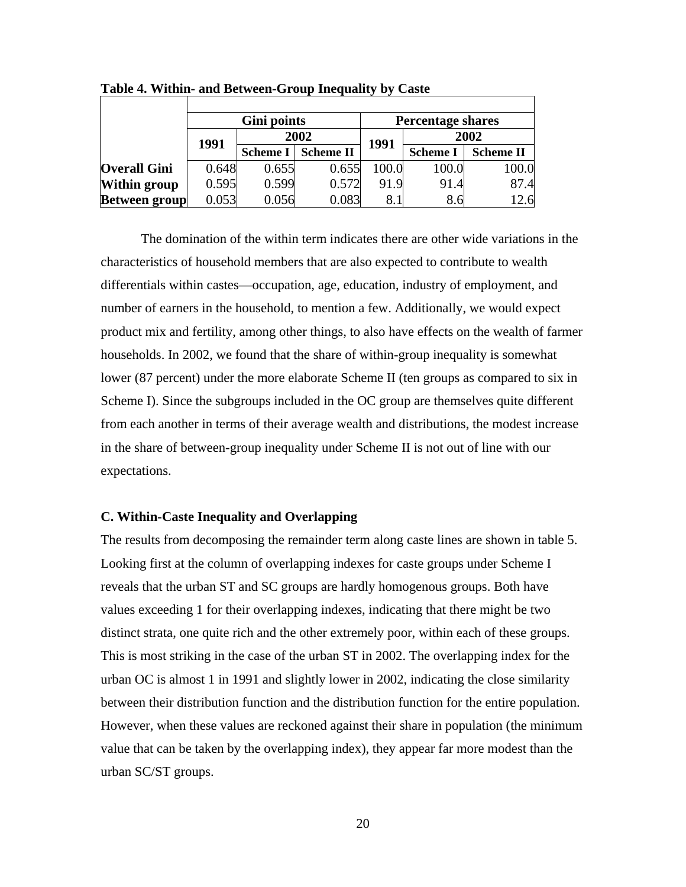**Table 4. Within- and Between-Group Inequality by Caste**

| | Gini points | | | Percentage shares | | |
|---|---|---|---|---|---|---|
| | 1991 | 2002 | | 1991 | 2002 | |
| | | Scheme I | Scheme II | | Scheme I | Scheme II |
| **Overall Gini** | 0.648 | 0.655 | 0.655 | 100.0 | 100.0 | 100.0 |
| **Within group** | 0.595 | 0.599 | 0.572 | 91.9 | 91.4 | 87.4 |
| **Between group** | 0.053 | 0.056 | 0.083 | 8.1 | 8.6 | 12.6 |

The domination of the within term indicates there are other wide variations in the characteristics of household members that are also expected to contribute to wealth differentials within castes—occupation, age, education, industry of employment, and number of earners in the household, to mention a few. Additionally, we would expect product mix and fertility, among other things, to also have effects on the wealth of farmer households. In 2002, we found that the share of within-group inequality is somewhat lower (87 percent) under the more elaborate Scheme II (ten groups as compared to six in Scheme I). Since the subgroups included in the OC group are themselves quite different from each another in terms of their average wealth and distributions, the modest increase in the share of between-group inequality under Scheme II is not out of line with our expectations.

### C. Within-Caste Inequality and Overlapping

The results from decomposing the remainder term along caste lines are shown in table 5. Looking first at the column of overlapping indexes for caste groups under Scheme I reveals that the urban ST and SC groups are hardly homogenous groups. Both have values exceeding 1 for their overlapping indexes, indicating that there might be two distinct strata, one quite rich and the other extremely poor, within each of these groups. This is most striking in the case of the urban ST in 2002. The overlapping index for the urban OC is almost 1 in 1991 and slightly lower in 2002, indicating the close similarity between their distribution function and the distribution function for the entire population. However, when these values are reckoned against their share in population (the minimum value that can be taken by the overlapping index), they appear far more modest than the urban SC/ST groups.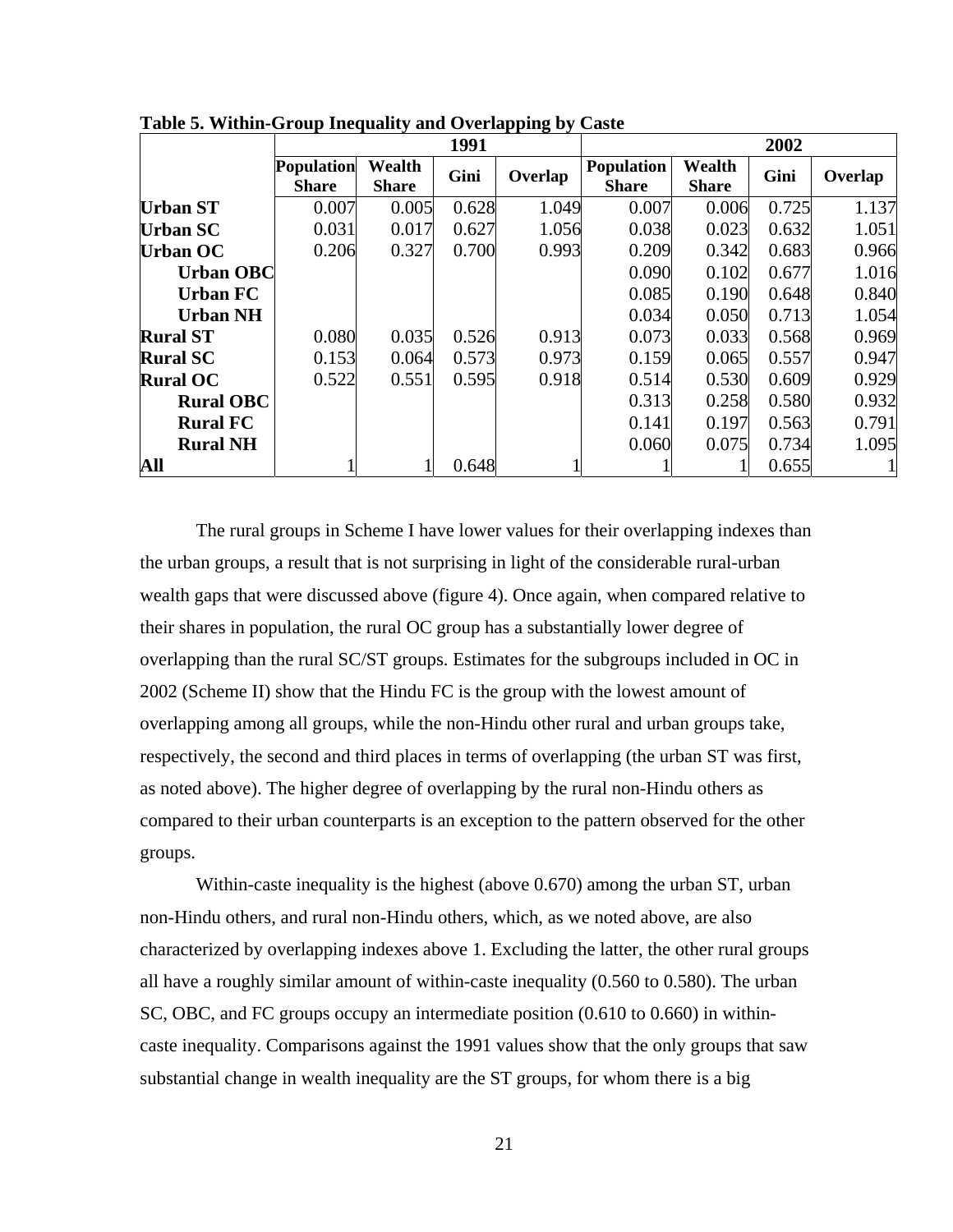**Table 5. Within-Group Inequality and Overlapping by Caste**

| | 1991 | | | | 2002 | | | |
|---|---|---|---|---|---|---|---|---|
| | Population Share | Wealth Share | Gini | Overlap | Population Share | Wealth Share | Gini | Overlap |
| **Urban ST** | 0.007 | 0.005 | 0.628 | 1.049 | 0.007 | 0.006 | 0.725 | 1.137 |
| **Urban SC** | 0.031 | 0.017 | 0.627 | 1.056 | 0.038 | 0.023 | 0.632 | 1.051 |
| **Urban OC** | 0.206 | 0.327 | 0.700 | 0.993 | 0.209 | 0.342 | 0.683 | 0.966 |
| **Urban OBC** | | | | | 0.090 | 0.102 | 0.677 | 1.016 |
| **Urban FC** | | | | | 0.085 | 0.190 | 0.648 | 0.840 |
| **Urban NH** | | | | | 0.034 | 0.050 | 0.713 | 1.054 |
| **Rural ST** | 0.080 | 0.035 | 0.526 | 0.913 | 0.073 | 0.033 | 0.568 | 0.969 |
| **Rural SC** | 0.153 | 0.064 | 0.573 | 0.973 | 0.159 | 0.065 | 0.557 | 0.947 |
| **Rural OC** | 0.522 | 0.551 | 0.595 | 0.918 | 0.514 | 0.530 | 0.609 | 0.929 |
| **Rural OBC** | | | | | 0.313 | 0.258 | 0.580 | 0.932 |
| **Rural FC** | | | | | 0.141 | 0.197 | 0.563 | 0.791 |
| **Rural NH** | | | | | 0.060 | 0.075 | 0.734 | 1.095 |
| **All** | 1 | 1 | 0.648 | 1 | 1 | 1 | 0.655 | 1 |

The rural groups in Scheme I have lower values for their overlapping indexes than the urban groups, a result that is not surprising in light of the considerable rural-urban wealth gaps that were discussed above (figure 4). Once again, when compared relative to their shares in population, the rural OC group has a substantially lower degree of overlapping than the rural SC/ST groups. Estimates for the subgroups included in OC in 2002 (Scheme II) show that the Hindu FC is the group with the lowest amount of overlapping among all groups, while the non-Hindu other rural and urban groups take, respectively, the second and third places in terms of overlapping (the urban ST was first, as noted above). The higher degree of overlapping by the rural non-Hindu others as compared to their urban counterparts is an exception to the pattern observed for the other groups.

Within-caste inequality is the highest (above 0.670) among the urban ST, urban non-Hindu others, and rural non-Hindu others, which, as we noted above, are also characterized by overlapping indexes above 1. Excluding the latter, the other rural groups all have a roughly similar amount of within-caste inequality (0.560 to 0.580). The urban SC, OBC, and FC groups occupy an intermediate position (0.610 to 0.660) in within-caste inequality. Comparisons against the 1991 values show that the only groups that saw substantial change in wealth inequality are the ST groups, for whom there is a big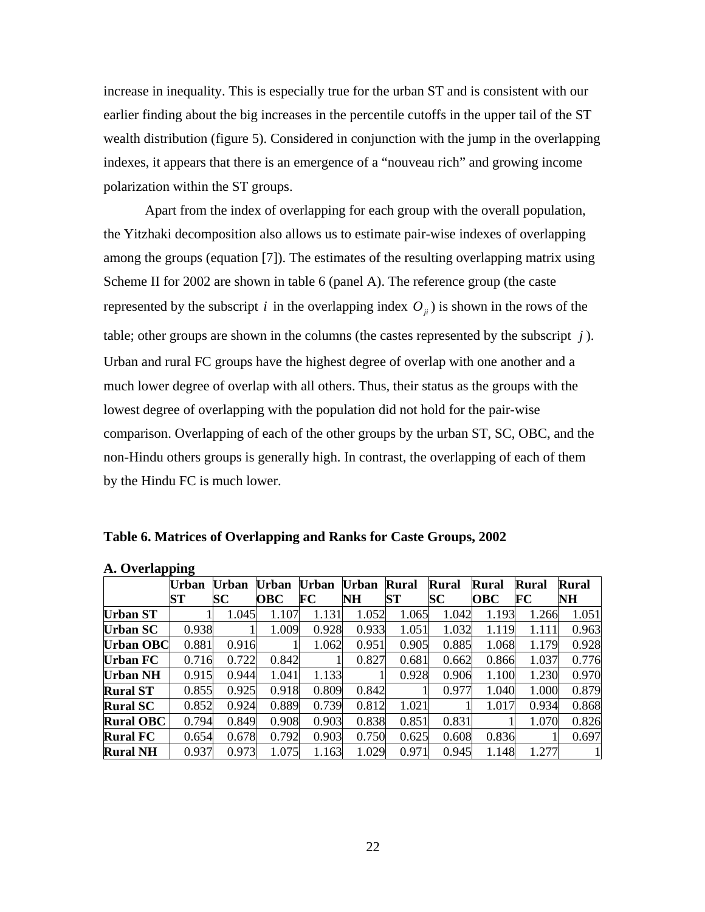increase in inequality. This is especially true for the urban ST and is consistent with our earlier finding about the big increases in the percentile cutoffs in the upper tail of the ST wealth distribution (figure 5). Considered in conjunction with the jump in the overlapping indexes, it appears that there is an emergence of a "nouveau rich" and growing income polarization within the ST groups.

Apart from the index of overlapping for each group with the overall population, the Yitzhaki decomposition also allows us to estimate pair-wise indexes of overlapping among the groups (equation [7]). The estimates of the resulting overlapping matrix using Scheme II for 2002 are shown in table 6 (panel A). The reference group (the caste represented by the subscript $i$ in the overlapping index $O_{ji}$) is shown in the rows of the table; other groups are shown in the columns (the castes represented by the subscript $j$). Urban and rural FC groups have the highest degree of overlap with one another and a much lower degree of overlap with all others. Thus, their status as the groups with the lowest degree of overlapping with the population did not hold for the pair-wise comparison. Overlapping of each of the other groups by the urban ST, SC, OBC, and the non-Hindu others groups is generally high. In contrast, the overlapping of each of them by the Hindu FC is much lower.

**Table 6. Matrices of Overlapping and Ranks for Caste Groups, 2002**

**A. Overlapping**

| | Urban ST | Urban SC | Urban OBC | Urban FC | Urban NH | Rural ST | Rural SC | Rural OBC | Rural FC | Rural NH |
|---|---|---|---|---|---|---|---|---|---|---|
| **Urban ST** | 1 | 1.045 | 1.107 | 1.131 | 1.052 | 1.065 | 1.042 | 1.193 | 1.266 | 1.051 |
| **Urban SC** | 0.938 | 1 | 1.009 | 0.928 | 0.933 | 1.051 | 1.032 | 1.119 | 1.111 | 0.963 |
| **Urban OBC** | 0.881 | 0.916 | 1 | 1.062 | 0.951 | 0.905 | 0.885 | 1.068 | 1.179 | 0.928 |
| **Urban FC** | 0.716 | 0.722 | 0.842 | 1 | 0.827 | 0.681 | 0.662 | 0.866 | 1.037 | 0.776 |
| **Urban NH** | 0.915 | 0.944 | 1.041 | 1.133 | 1 | 0.928 | 0.906 | 1.100 | 1.230 | 0.970 |
| **Rural ST** | 0.855 | 0.925 | 0.918 | 0.809 | 0.842 | 1 | 0.977 | 1.040 | 1.000 | 0.879 |
| **Rural SC** | 0.852 | 0.924 | 0.889 | 0.739 | 0.812 | 1.021 | 1 | 1.017 | 0.934 | 0.868 |
| **Rural OBC** | 0.794 | 0.849 | 0.908 | 0.903 | 0.838 | 0.851 | 0.831 | 1 | 1.070 | 0.826 |
| **Rural FC** | 0.654 | 0.678 | 0.792 | 0.903 | 0.750 | 0.625 | 0.608 | 0.836 | 1 | 0.697 |
| **Rural NH** | 0.937 | 0.973 | 1.075 | 1.163 | 1.029 | 0.971 | 0.945 | 1.148 | 1.277 | 1 |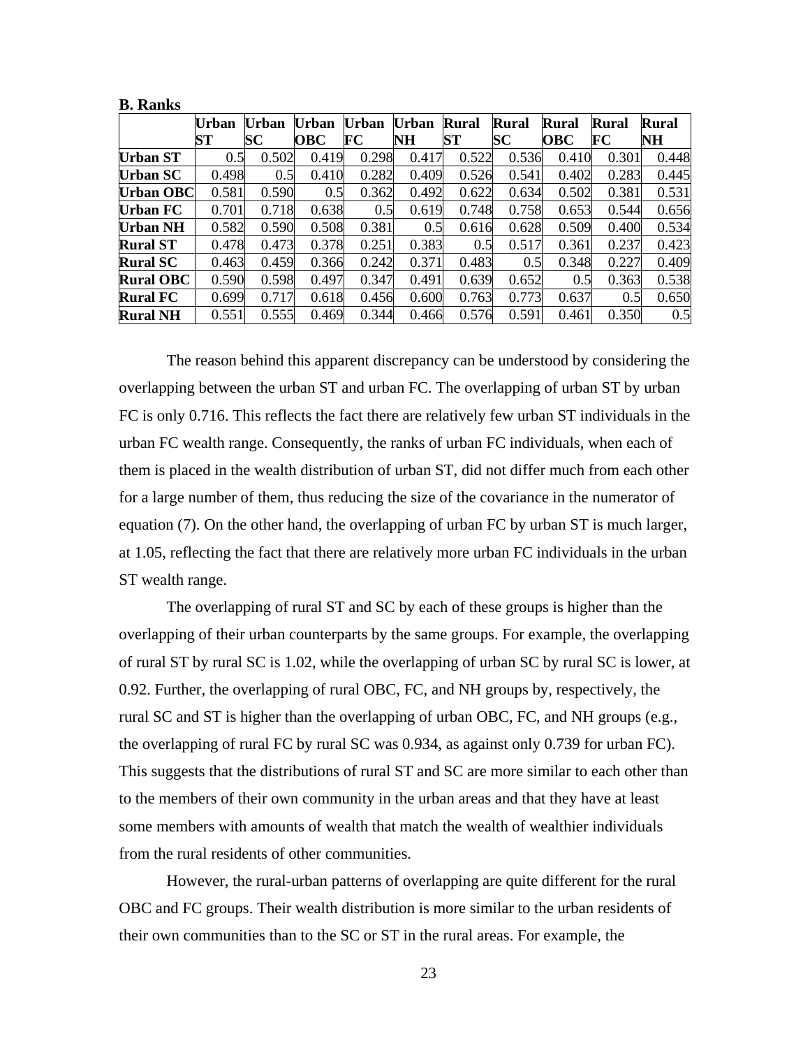**B. Ranks**

| | Urban ST | Urban SC | Urban OBC | Urban FC | Urban NH | Rural ST | Rural SC | Rural OBC | Rural FC | Rural NH |
|---|---|---|---|---|---|---|---|---|---|---|
| **Urban ST** | 0.5 | 0.502 | 0.419 | 0.298 | 0.417 | 0.522 | 0.536 | 0.410 | 0.301 | 0.448 |
| **Urban SC** | 0.498 | 0.5 | 0.410 | 0.282 | 0.409 | 0.526 | 0.541 | 0.402 | 0.283 | 0.445 |
| **Urban OBC** | 0.581 | 0.590 | 0.5 | 0.362 | 0.492 | 0.622 | 0.634 | 0.502 | 0.381 | 0.531 |
| **Urban FC** | 0.701 | 0.718 | 0.638 | 0.5 | 0.619 | 0.748 | 0.758 | 0.653 | 0.544 | 0.656 |
| **Urban NH** | 0.582 | 0.590 | 0.508 | 0.381 | 0.5 | 0.616 | 0.628 | 0.509 | 0.400 | 0.534 |
| **Rural ST** | 0.478 | 0.473 | 0.378 | 0.251 | 0.383 | 0.5 | 0.517 | 0.361 | 0.237 | 0.423 |
| **Rural SC** | 0.463 | 0.459 | 0.366 | 0.242 | 0.371 | 0.483 | 0.5 | 0.348 | 0.227 | 0.409 |
| **Rural OBC** | 0.590 | 0.598 | 0.497 | 0.347 | 0.491 | 0.639 | 0.652 | 0.5 | 0.363 | 0.538 |
| **Rural FC** | 0.699 | 0.717 | 0.618 | 0.456 | 0.600 | 0.763 | 0.773 | 0.637 | 0.5 | 0.650 |
| **Rural NH** | 0.551 | 0.555 | 0.469 | 0.344 | 0.466 | 0.576 | 0.591 | 0.461 | 0.350 | 0.5 |

The reason behind this apparent discrepancy can be understood by considering the overlapping between the urban ST and urban FC. The overlapping of urban ST by urban FC is only 0.716. This reflects the fact there are relatively few urban ST individuals in the urban FC wealth range. Consequently, the ranks of urban FC individuals, when each of them is placed in the wealth distribution of urban ST, did not differ much from each other for a large number of them, thus reducing the size of the covariance in the numerator of equation (7). On the other hand, the overlapping of urban FC by urban ST is much larger, at 1.05, reflecting the fact that there are relatively more urban FC individuals in the urban ST wealth range.

The overlapping of rural ST and SC by each of these groups is higher than the overlapping of their urban counterparts by the same groups. For example, the overlapping of rural ST by rural SC is 1.02, while the overlapping of urban SC by rural SC is lower, at 0.92. Further, the overlapping of rural OBC, FC, and NH groups by, respectively, the rural SC and ST is higher than the overlapping of urban OBC, FC, and NH groups (e.g., the overlapping of rural FC by rural SC was 0.934, as against only 0.739 for urban FC). This suggests that the distributions of rural ST and SC are more similar to each other than to the members of their own community in the urban areas and that they have at least some members with amounts of wealth that match the wealth of wealthier individuals from the rural residents of other communities.

However, the rural-urban patterns of overlapping are quite different for the rural OBC and FC groups. Their wealth distribution is more similar to the urban residents of their own communities than to the SC or ST in the rural areas. For example, the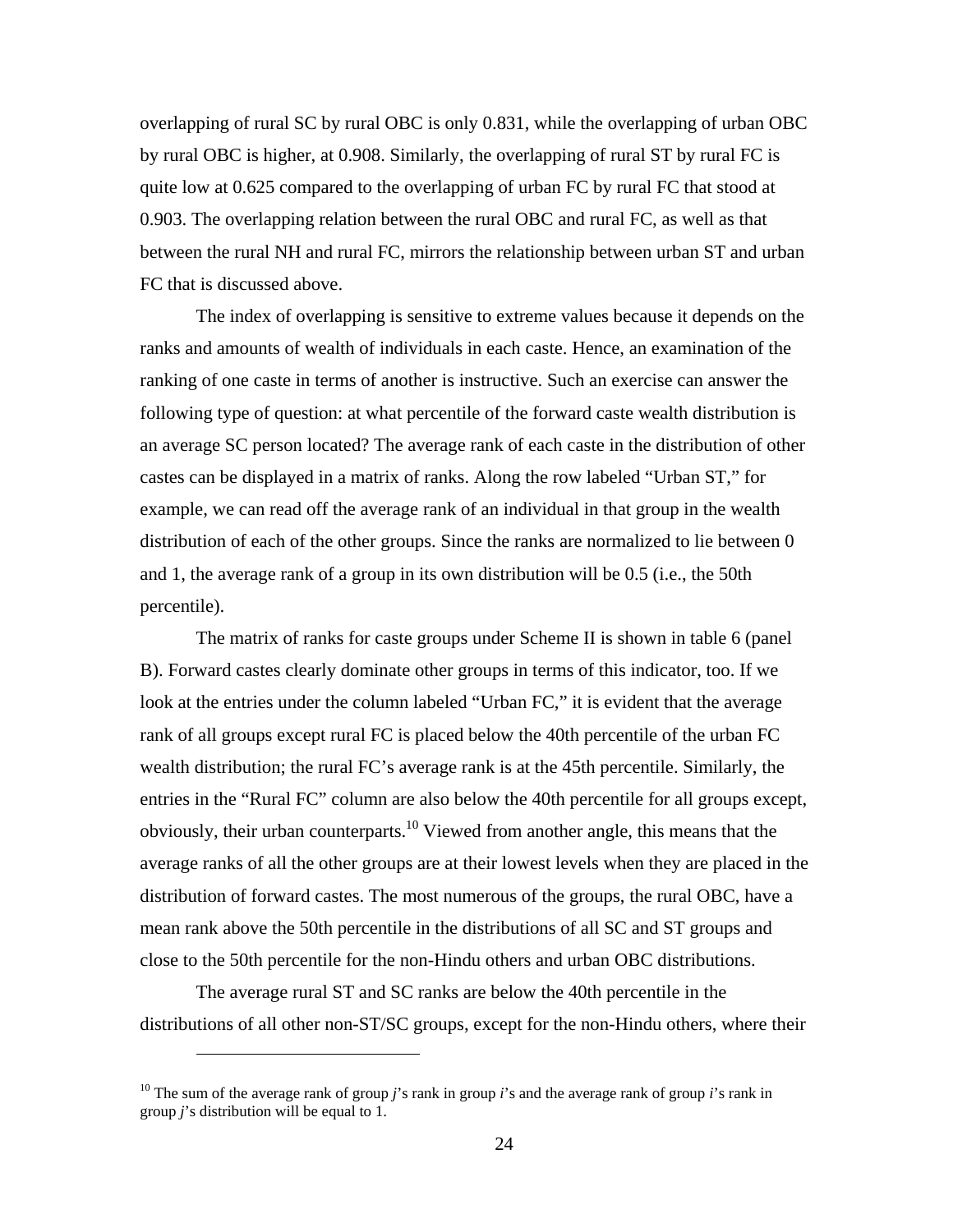overlapping of rural SC by rural OBC is only 0.831, while the overlapping of urban OBC by rural OBC is higher, at 0.908. Similarly, the overlapping of rural ST by rural FC is quite low at 0.625 compared to the overlapping of urban FC by rural FC that stood at 0.903. The overlapping relation between the rural OBC and rural FC, as well as that between the rural NH and rural FC, mirrors the relationship between urban ST and urban FC that is discussed above.

The index of overlapping is sensitive to extreme values because it depends on the ranks and amounts of wealth of individuals in each caste. Hence, an examination of the ranking of one caste in terms of another is instructive. Such an exercise can answer the following type of question: at what percentile of the forward caste wealth distribution is an average SC person located? The average rank of each caste in the distribution of other castes can be displayed in a matrix of ranks. Along the row labeled "Urban ST," for example, we can read off the average rank of an individual in that group in the wealth distribution of each of the other groups. Since the ranks are normalized to lie between 0 and 1, the average rank of a group in its own distribution will be 0.5 (i.e., the 50th percentile).

The matrix of ranks for caste groups under Scheme II is shown in table 6 (panel B). Forward castes clearly dominate other groups in terms of this indicator, too. If we look at the entries under the column labeled "Urban FC," it is evident that the average rank of all groups except rural FC is placed below the 40th percentile of the urban FC wealth distribution; the rural FC's average rank is at the 45th percentile. Similarly, the entries in the "Rural FC" column are also below the 40th percentile for all groups except, obviously, their urban counterparts.[10] Viewed from another angle, this means that the average ranks of all the other groups are at their lowest levels when they are placed in the distribution of forward castes. The most numerous of the groups, the rural OBC, have a mean rank above the 50th percentile in the distributions of all SC and ST groups and close to the 50th percentile for the non-Hindu others and urban OBC distributions.

The average rural ST and SC ranks are below the 40th percentile in the distributions of all other non-ST/SC groups, except for the non-Hindu others, where their

[10] The sum of the average rank of group *j*'s rank in group *i*'s and the average rank of group *i*'s rank in group *j*'s distribution will be equal to 1.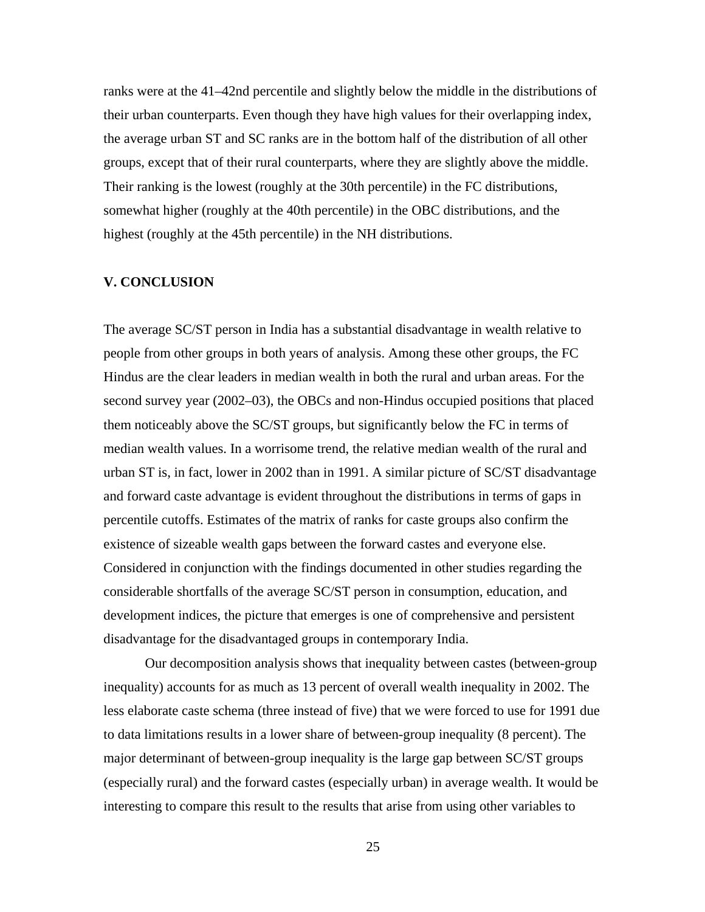ranks were at the 41–42nd percentile and slightly below the middle in the distributions of their urban counterparts. Even though they have high values for their overlapping index, the average urban ST and SC ranks are in the bottom half of the distribution of all other groups, except that of their rural counterparts, where they are slightly above the middle. Their ranking is the lowest (roughly at the 30th percentile) in the FC distributions, somewhat higher (roughly at the 40th percentile) in the OBC distributions, and the highest (roughly at the 45th percentile) in the NH distributions.

## V. CONCLUSION

The average SC/ST person in India has a substantial disadvantage in wealth relative to people from other groups in both years of analysis. Among these other groups, the FC Hindus are the clear leaders in median wealth in both the rural and urban areas. For the second survey year (2002–03), the OBCs and non-Hindus occupied positions that placed them noticeably above the SC/ST groups, but significantly below the FC in terms of median wealth values. In a worrisome trend, the relative median wealth of the rural and urban ST is, in fact, lower in 2002 than in 1991. A similar picture of SC/ST disadvantage and forward caste advantage is evident throughout the distributions in terms of gaps in percentile cutoffs. Estimates of the matrix of ranks for caste groups also confirm the existence of sizeable wealth gaps between the forward castes and everyone else. Considered in conjunction with the findings documented in other studies regarding the considerable shortfalls of the average SC/ST person in consumption, education, and development indices, the picture that emerges is one of comprehensive and persistent disadvantage for the disadvantaged groups in contemporary India.

Our decomposition analysis shows that inequality between castes (between-group inequality) accounts for as much as 13 percent of overall wealth inequality in 2002. The less elaborate caste schema (three instead of five) that we were forced to use for 1991 due to data limitations results in a lower share of between-group inequality (8 percent). The major determinant of between-group inequality is the large gap between SC/ST groups (especially rural) and the forward castes (especially urban) in average wealth. It would be interesting to compare this result to the results that arise from using other variables to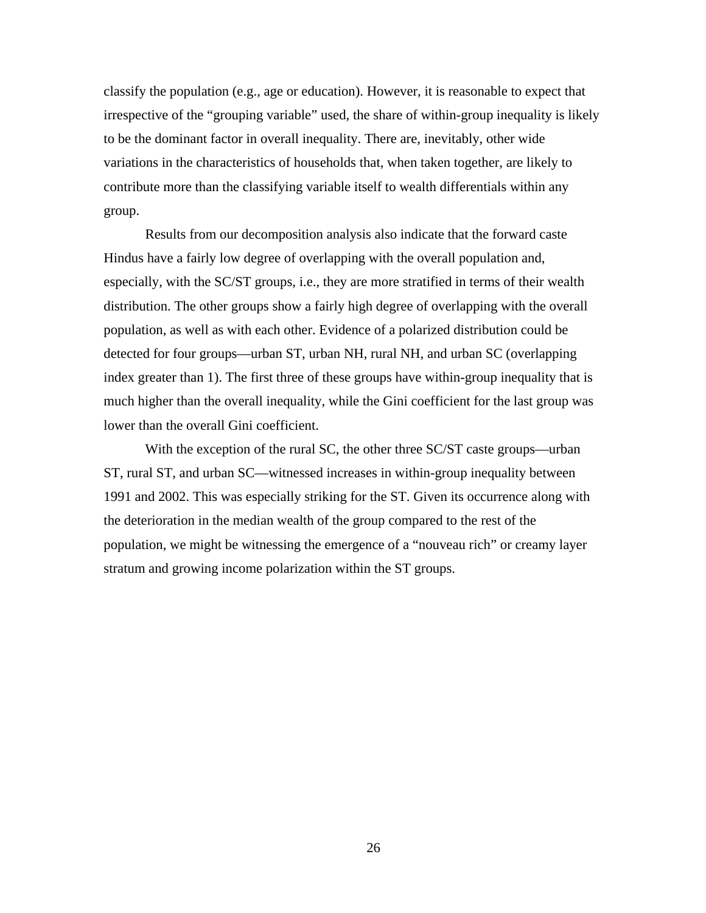classify the population (e.g., age or education). However, it is reasonable to expect that irrespective of the "grouping variable" used, the share of within-group inequality is likely to be the dominant factor in overall inequality. There are, inevitably, other wide variations in the characteristics of households that, when taken together, are likely to contribute more than the classifying variable itself to wealth differentials within any group.

Results from our decomposition analysis also indicate that the forward caste Hindus have a fairly low degree of overlapping with the overall population and, especially, with the SC/ST groups, i.e., they are more stratified in terms of their wealth distribution. The other groups show a fairly high degree of overlapping with the overall population, as well as with each other. Evidence of a polarized distribution could be detected for four groups—urban ST, urban NH, rural NH, and urban SC (overlapping index greater than 1). The first three of these groups have within-group inequality that is much higher than the overall inequality, while the Gini coefficient for the last group was lower than the overall Gini coefficient.

With the exception of the rural SC, the other three SC/ST caste groups—urban ST, rural ST, and urban SC—witnessed increases in within-group inequality between 1991 and 2002. This was especially striking for the ST. Given its occurrence along with the deterioration in the median wealth of the group compared to the rest of the population, we might be witnessing the emergence of a "nouveau rich" or creamy layer stratum and growing income polarization within the ST groups.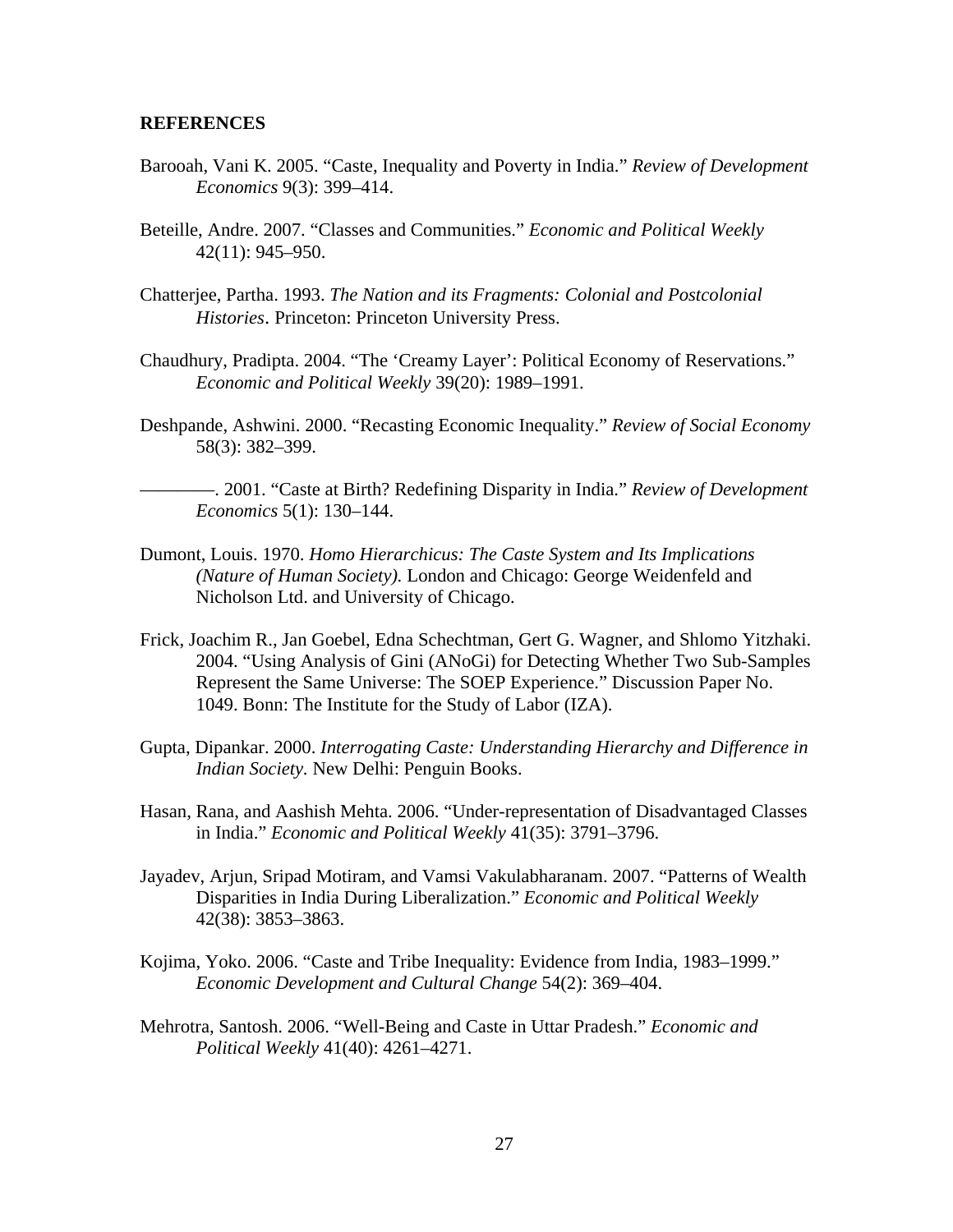**REFERENCES**

Barooah, Vani K. 2005. "Caste, Inequality and Poverty in India." *Review of Development Economics* 9(3): 399–414.

Beteille, Andre. 2007. "Classes and Communities." *Economic and Political Weekly* 42(11): 945–950.

Chatterjee, Partha. 1993. *The Nation and its Fragments: Colonial and Postcolonial Histories*. Princeton: Princeton University Press.

Chaudhury, Pradipta. 2004. "The 'Creamy Layer': Political Economy of Reservations." *Economic and Political Weekly* 39(20): 1989–1991.

Deshpande, Ashwini. 2000. "Recasting Economic Inequality." *Review of Social Economy* 58(3): 382–399.

————. 2001. "Caste at Birth? Redefining Disparity in India." *Review of Development Economics* 5(1): 130–144.

Dumont, Louis. 1970. *Homo Hierarchicus: The Caste System and Its Implications (Nature of Human Society).* London and Chicago: George Weidenfeld and Nicholson Ltd. and University of Chicago.

Frick, Joachim R., Jan Goebel, Edna Schechtman, Gert G. Wagner, and Shlomo Yitzhaki. 2004. "Using Analysis of Gini (ANoGi) for Detecting Whether Two Sub-Samples Represent the Same Universe: The SOEP Experience." Discussion Paper No. 1049. Bonn: The Institute for the Study of Labor (IZA).

Gupta, Dipankar. 2000. *Interrogating Caste: Understanding Hierarchy and Difference in Indian Society.* New Delhi: Penguin Books.

Hasan, Rana, and Aashish Mehta. 2006. "Under-representation of Disadvantaged Classes in India." *Economic and Political Weekly* 41(35): 3791–3796.

Jayadev, Arjun, Sripad Motiram, and Vamsi Vakulabharanam. 2007. "Patterns of Wealth Disparities in India During Liberalization." *Economic and Political Weekly* 42(38): 3853–3863.

Kojima, Yoko. 2006. "Caste and Tribe Inequality: Evidence from India, 1983–1999." *Economic Development and Cultural Change* 54(2): 369–404.

Mehrotra, Santosh. 2006. "Well-Being and Caste in Uttar Pradesh." *Economic and Political Weekly* 41(40): 4261–4271.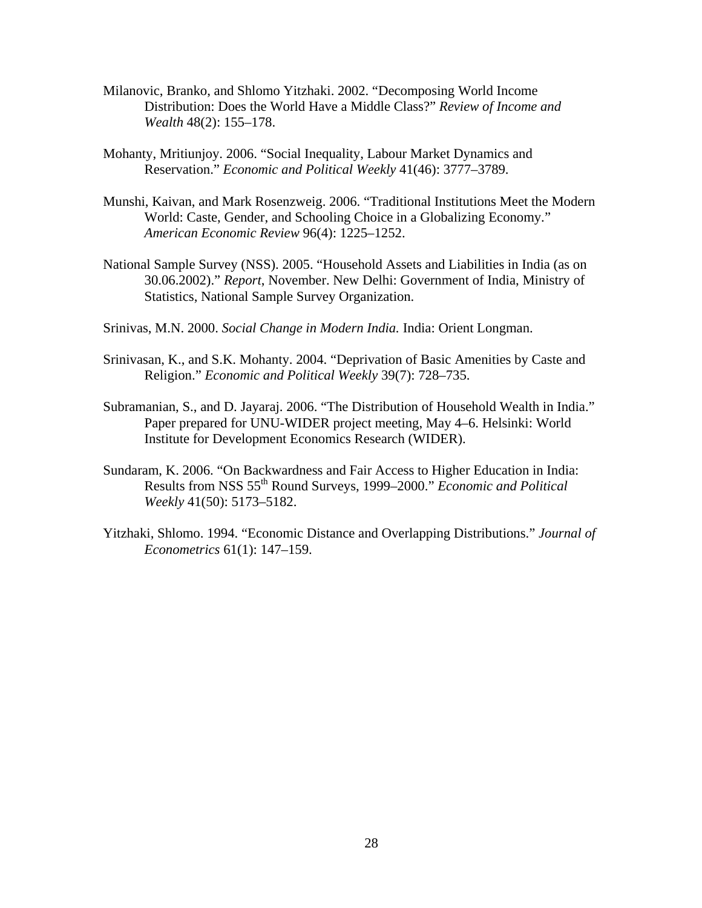Milanovic, Branko, and Shlomo Yitzhaki. 2002. "Decomposing World Income Distribution: Does the World Have a Middle Class?" *Review of Income and Wealth* 48(2): 155–178.

Mohanty, Mritiunjoy. 2006. "Social Inequality, Labour Market Dynamics and Reservation." *Economic and Political Weekly* 41(46): 3777–3789.

Munshi, Kaivan, and Mark Rosenzweig. 2006. "Traditional Institutions Meet the Modern World: Caste, Gender, and Schooling Choice in a Globalizing Economy." *American Economic Review* 96(4): 1225–1252.

National Sample Survey (NSS). 2005. "Household Assets and Liabilities in India (as on 30.06.2002)." *Report*, November. New Delhi: Government of India, Ministry of Statistics, National Sample Survey Organization.

Srinivas, M.N. 2000. *Social Change in Modern India.* India: Orient Longman.

Srinivasan, K., and S.K. Mohanty. 2004. "Deprivation of Basic Amenities by Caste and Religion." *Economic and Political Weekly* 39(7): 728–735.

Subramanian, S., and D. Jayaraj. 2006. "The Distribution of Household Wealth in India." Paper prepared for UNU-WIDER project meeting, May 4–6. Helsinki: World Institute for Development Economics Research (WIDER).

Sundaram, K. 2006. "On Backwardness and Fair Access to Higher Education in India: Results from NSS 55th Round Surveys, 1999–2000." *Economic and Political Weekly* 41(50): 5173–5182.

Yitzhaki, Shlomo. 1994. "Economic Distance and Overlapping Distributions." *Journal of Econometrics* 61(1): 147–159.